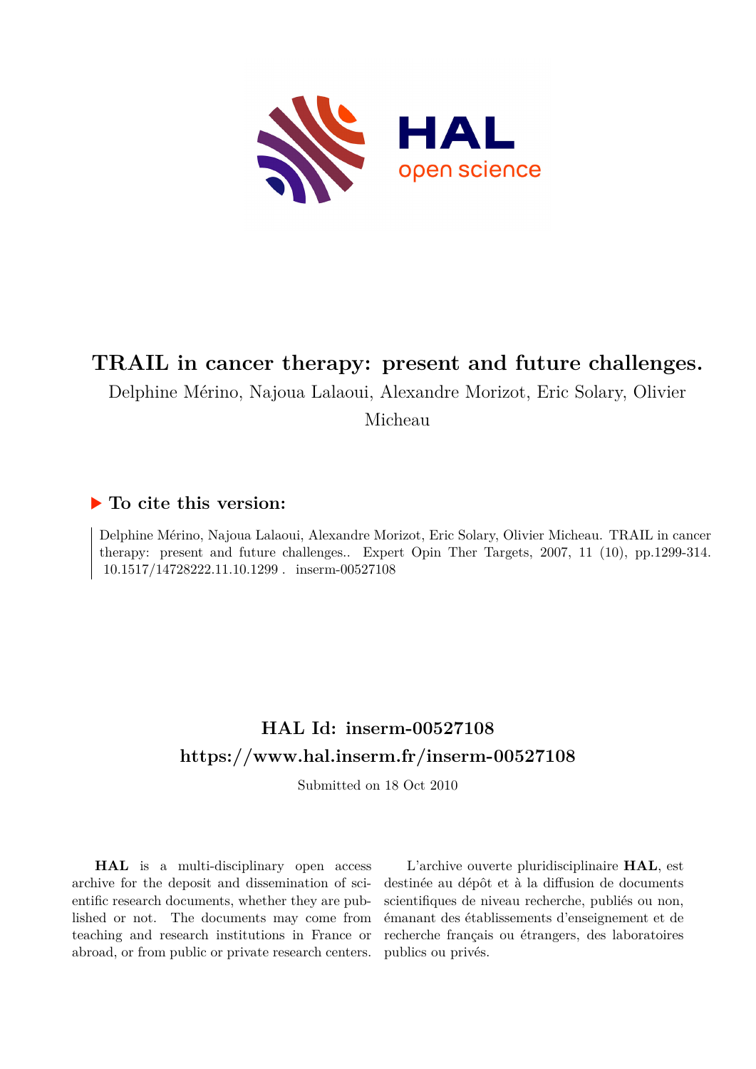# TRAIL in cancer therapy: present and future challenges.

Delphine Mérino, Najoua Lalaoui, Alexandre Morizot, Eric Solary, Olivier Micheau

## ▶ To cite this version:

Delphine Mérino, Najoua Lalaoui, Alexandre Morizot, Eric Solary, Olivier Micheau. TRAIL in cancer therapy: present and future challenges.. Expert Opin Ther Targets, 2007, 11 (10), pp.1299-314. 10.1517/14728222.11.10.1299 . inserm-00527108

## HAL Id: inserm-00527108

## https://www.hal.inserm.fr/inserm-00527108

Submitted on 18 Oct 2010

**HAL** is a multi-disciplinary open access archive for the deposit and dissemination of scientific research documents, whether they are published or not. The documents may come from teaching and research institutions in France or abroad, or from public or private research centers.

L'archive ouverte pluridisciplinaire **HAL**, est destinée au dépôt et à la diffusion de documents scientifiques de niveau recherche, publiés ou non, émanant des établissements d'enseignement et de recherche français ou étrangers, des laboratoires publics ou privés.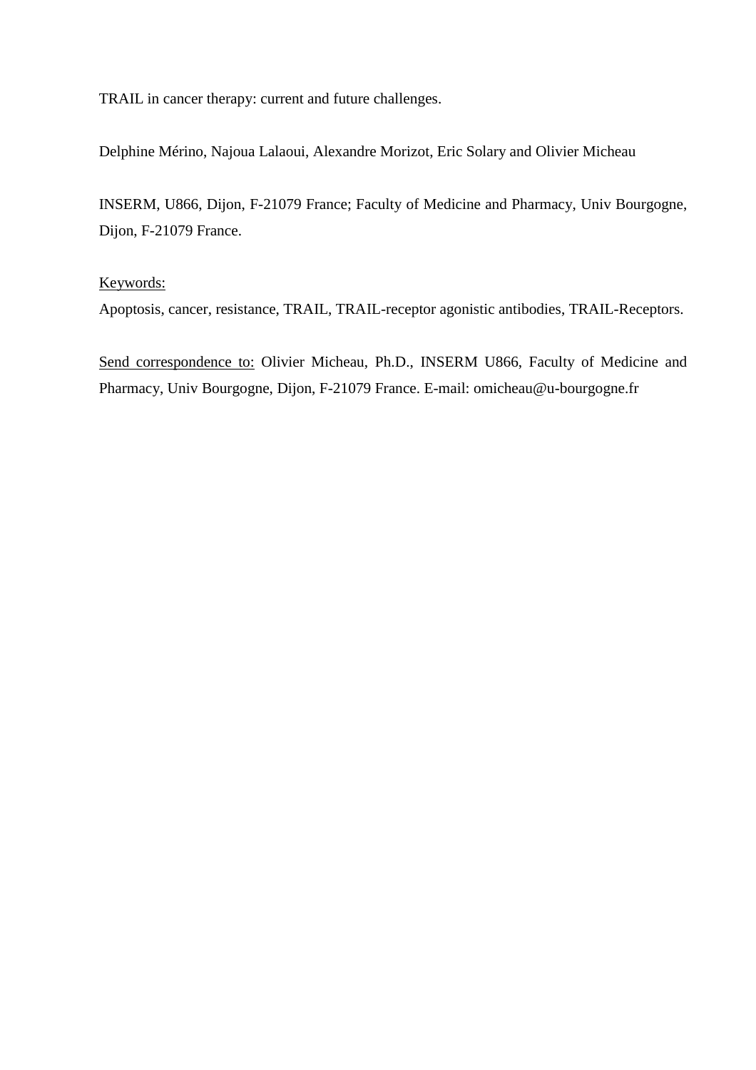TRAIL in cancer therapy: current and future challenges.

Delphine Mérino, Najoua Lalaoui, Alexandre Morizot, Eric Solary and Olivier Micheau

INSERM, U866, Dijon, F-21079 France; Faculty of Medicine and Pharmacy, Univ Bourgogne, Dijon, F-21079 France.

Keywords:

Apoptosis, cancer, resistance, TRAIL, TRAIL-receptor agonistic antibodies, TRAIL-Receptors.

Send correspondence to: Olivier Micheau, Ph.D., INSERM U866, Faculty of Medicine and Pharmacy, Univ Bourgogne, Dijon, F-21079 France. E-mail: omicheau@u-bourgogne.fr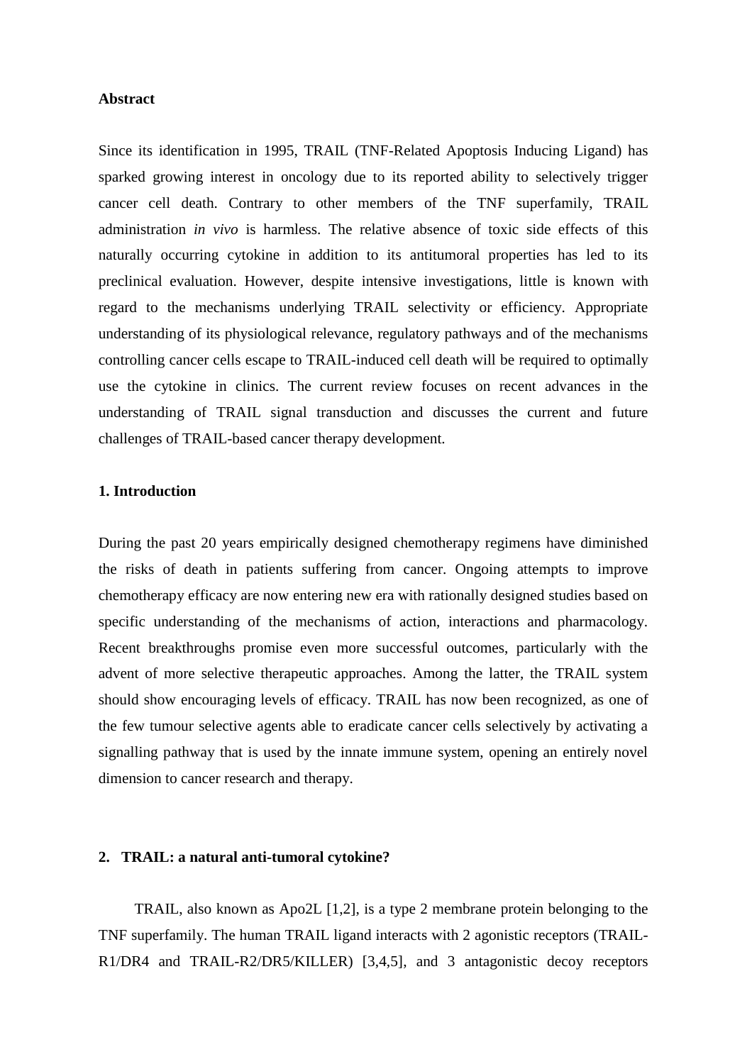**Abstract**

Since its identification in 1995, TRAIL (TNF-Related Apoptosis Inducing Ligand) has sparked growing interest in oncology due to its reported ability to selectively trigger cancer cell death. Contrary to other members of the TNF superfamily, TRAIL administration *in vivo* is harmless. The relative absence of toxic side effects of this naturally occurring cytokine in addition to its antitumoral properties has led to its preclinical evaluation. However, despite intensive investigations, little is known with regard to the mechanisms underlying TRAIL selectivity or efficiency. Appropriate understanding of its physiological relevance, regulatory pathways and of the mechanisms controlling cancer cells escape to TRAIL-induced cell death will be required to optimally use the cytokine in clinics. The current review focuses on recent advances in the understanding of TRAIL signal transduction and discusses the current and future challenges of TRAIL-based cancer therapy development.

## 1. Introduction

During the past 20 years empirically designed chemotherapy regimens have diminished the risks of death in patients suffering from cancer. Ongoing attempts to improve chemotherapy efficacy are now entering new era with rationally designed studies based on specific understanding of the mechanisms of action, interactions and pharmacology. Recent breakthroughs promise even more successful outcomes, particularly with the advent of more selective therapeutic approaches. Among the latter, the TRAIL system should show encouraging levels of efficacy. TRAIL has now been recognized, as one of the few tumour selective agents able to eradicate cancer cells selectively by activating a signalling pathway that is used by the innate immune system, opening an entirely novel dimension to cancer research and therapy.

## 2. TRAIL: a natural anti-tumoral cytokine?

TRAIL, also known as Apo2L [1,2], is a type 2 membrane protein belonging to the TNF superfamily. The human TRAIL ligand interacts with 2 agonistic receptors (TRAIL-R1/DR4 and TRAIL-R2/DR5/KILLER) [3,4,5], and 3 antagonistic decoy receptors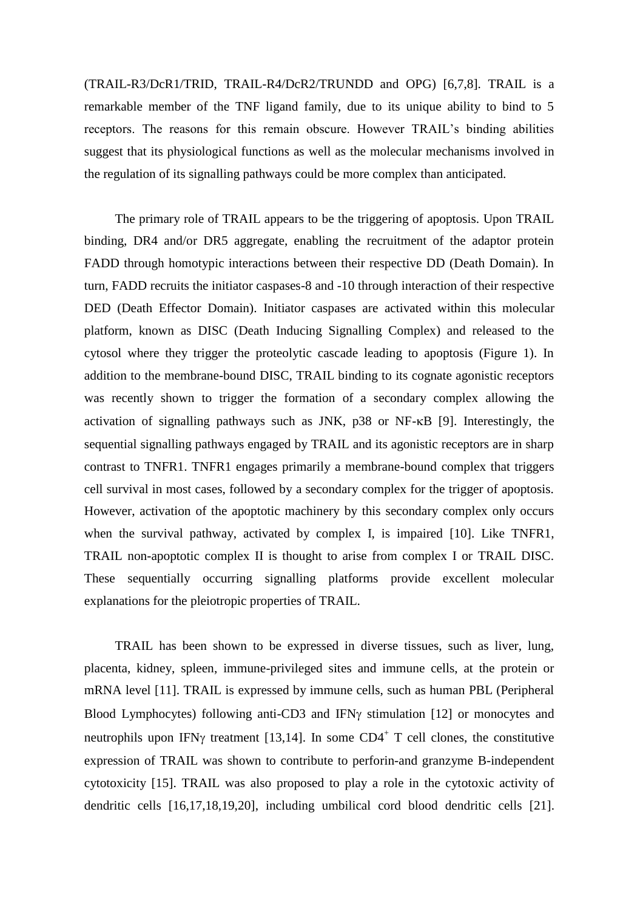(TRAIL-R3/DcR1/TRID, TRAIL-R4/DcR2/TRUNDD and OPG) [6,7,8]. TRAIL is a remarkable member of the TNF ligand family, due to its unique ability to bind to 5 receptors. The reasons for this remain obscure. However TRAIL's binding abilities suggest that its physiological functions as well as the molecular mechanisms involved in the regulation of its signalling pathways could be more complex than anticipated.

The primary role of TRAIL appears to be the triggering of apoptosis. Upon TRAIL binding, DR4 and/or DR5 aggregate, enabling the recruitment of the adaptor protein FADD through homotypic interactions between their respective DD (Death Domain). In turn, FADD recruits the initiator caspases-8 and -10 through interaction of their respective DED (Death Effector Domain). Initiator caspases are activated within this molecular platform, known as DISC (Death Inducing Signalling Complex) and released to the cytosol where they trigger the proteolytic cascade leading to apoptosis (Figure 1). In addition to the membrane-bound DISC, TRAIL binding to its cognate agonistic receptors was recently shown to trigger the formation of a secondary complex allowing the activation of signalling pathways such as JNK, p38 or NF-κB [9]. Interestingly, the sequential signalling pathways engaged by TRAIL and its agonistic receptors are in sharp contrast to TNFR1. TNFR1 engages primarily a membrane-bound complex that triggers cell survival in most cases, followed by a secondary complex for the trigger of apoptosis. However, activation of the apoptotic machinery by this secondary complex only occurs when the survival pathway, activated by complex I, is impaired [10]. Like TNFR1, TRAIL non-apoptotic complex II is thought to arise from complex I or TRAIL DISC. These sequentially occurring signalling platforms provide excellent molecular explanations for the pleiotropic properties of TRAIL.

TRAIL has been shown to be expressed in diverse tissues, such as liver, lung, placenta, kidney, spleen, immune-privileged sites and immune cells, at the protein or mRNA level [11]. TRAIL is expressed by immune cells, such as human PBL (Peripheral Blood Lymphocytes) following anti-CD3 and IFNγ stimulation [12] or monocytes and neutrophils upon IFNγ treatment [13,14]. In some $CD4^+$ T cell clones, the constitutive expression of TRAIL was shown to contribute to perforin-and granzyme B-independent cytotoxicity [15]. TRAIL was also proposed to play a role in the cytotoxic activity of dendritic cells [16,17,18,19,20], including umbilical cord blood dendritic cells [21].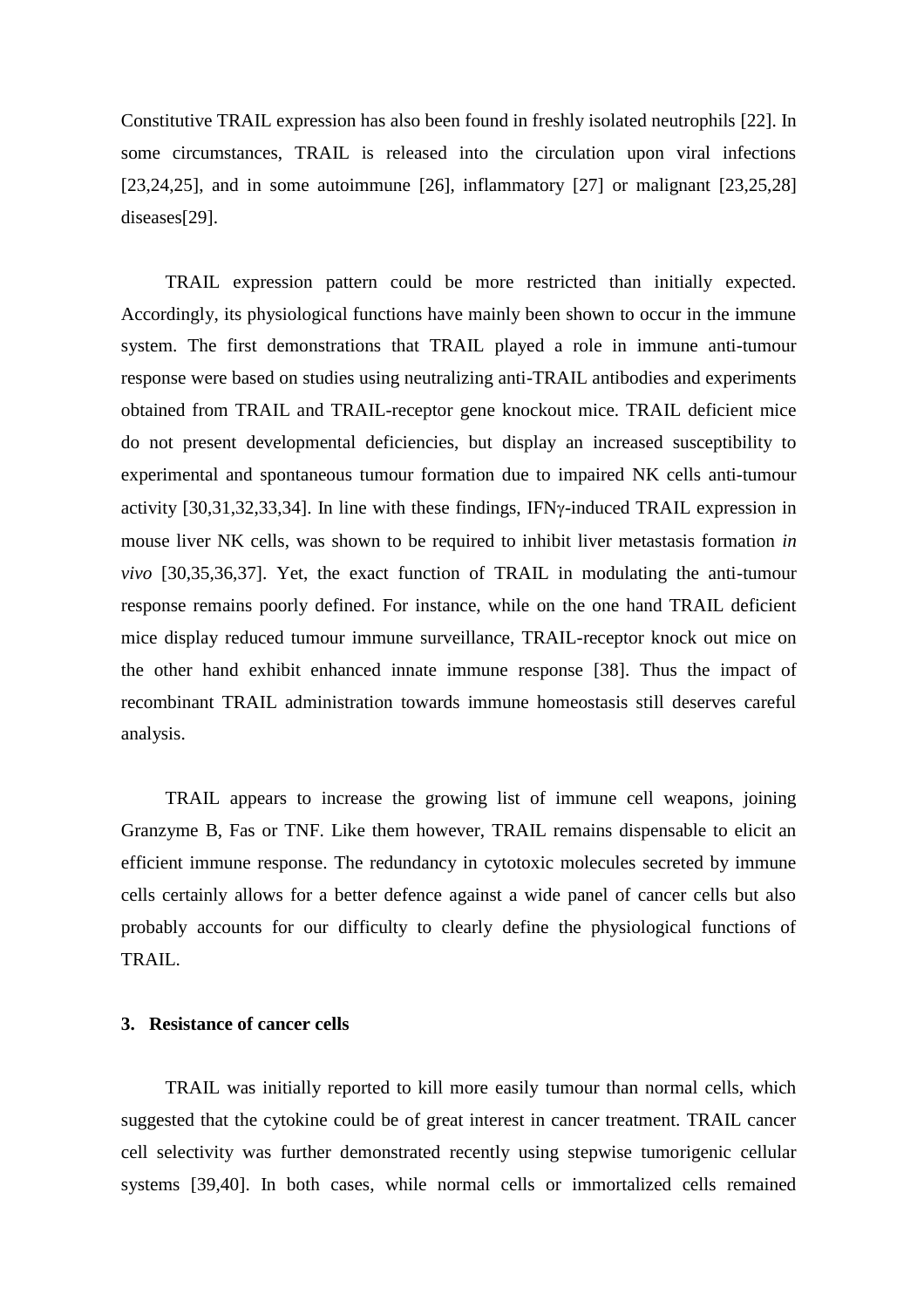Constitutive TRAIL expression has also been found in freshly isolated neutrophils [22]. In some circumstances, TRAIL is released into the circulation upon viral infections [23,24,25], and in some autoimmune [26], inflammatory [27] or malignant [23,25,28] diseases[29].

TRAIL expression pattern could be more restricted than initially expected. Accordingly, its physiological functions have mainly been shown to occur in the immune system. The first demonstrations that TRAIL played a role in immune anti-tumour response were based on studies using neutralizing anti-TRAIL antibodies and experiments obtained from TRAIL and TRAIL-receptor gene knockout mice. TRAIL deficient mice do not present developmental deficiencies, but display an increased susceptibility to experimental and spontaneous tumour formation due to impaired NK cells anti-tumour activity [30,31,32,33,34]. In line with these findings, IFNγ-induced TRAIL expression in mouse liver NK cells, was shown to be required to inhibit liver metastasis formation *in vivo* [30,35,36,37]. Yet, the exact function of TRAIL in modulating the anti-tumour response remains poorly defined. For instance, while on the one hand TRAIL deficient mice display reduced tumour immune surveillance, TRAIL-receptor knock out mice on the other hand exhibit enhanced innate immune response [38]. Thus the impact of recombinant TRAIL administration towards immune homeostasis still deserves careful analysis.

TRAIL appears to increase the growing list of immune cell weapons, joining Granzyme B, Fas or TNF. Like them however, TRAIL remains dispensable to elicit an efficient immune response. The redundancy in cytotoxic molecules secreted by immune cells certainly allows for a better defence against a wide panel of cancer cells but also probably accounts for our difficulty to clearly define the physiological functions of TRAIL.

## 3. Resistance of cancer cells

TRAIL was initially reported to kill more easily tumour than normal cells, which suggested that the cytokine could be of great interest in cancer treatment. TRAIL cancer cell selectivity was further demonstrated recently using stepwise tumorigenic cellular systems [39,40]. In both cases, while normal cells or immortalized cells remained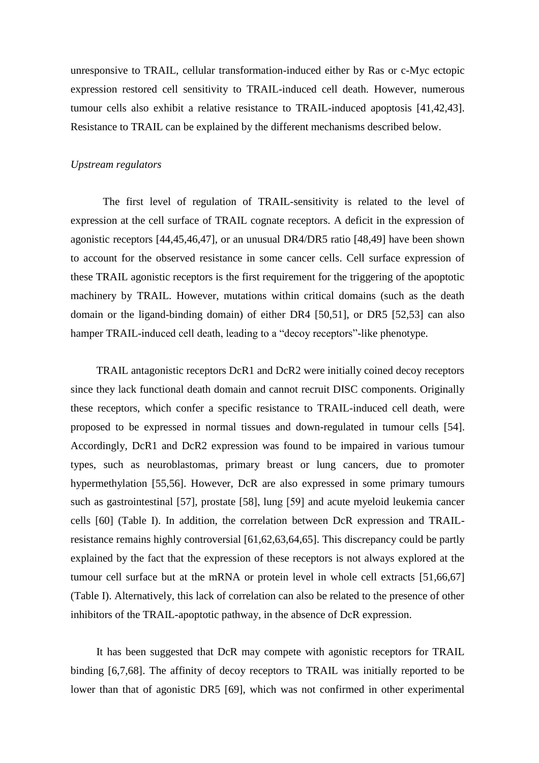unresponsive to TRAIL, cellular transformation-induced either by Ras or c-Myc ectopic expression restored cell sensitivity to TRAIL-induced cell death. However, numerous tumour cells also exhibit a relative resistance to TRAIL-induced apoptosis [41,42,43]. Resistance to TRAIL can be explained by the different mechanisms described below.

*Upstream regulators*

The first level of regulation of TRAIL-sensitivity is related to the level of expression at the cell surface of TRAIL cognate receptors. A deficit in the expression of agonistic receptors [44,45,46,47], or an unusual DR4/DR5 ratio [48,49] have been shown to account for the observed resistance in some cancer cells. Cell surface expression of these TRAIL agonistic receptors is the first requirement for the triggering of the apoptotic machinery by TRAIL. However, mutations within critical domains (such as the death domain or the ligand-binding domain) of either DR4 [50,51], or DR5 [52,53] can also hamper TRAIL-induced cell death, leading to a "decoy receptors"-like phenotype.

TRAIL antagonistic receptors DcR1 and DcR2 were initially coined decoy receptors since they lack functional death domain and cannot recruit DISC components. Originally these receptors, which confer a specific resistance to TRAIL-induced cell death, were proposed to be expressed in normal tissues and down-regulated in tumour cells [54]. Accordingly, DcR1 and DcR2 expression was found to be impaired in various tumour types, such as neuroblastomas, primary breast or lung cancers, due to promoter hypermethylation [55,56]. However, DcR are also expressed in some primary tumours such as gastrointestinal [57], prostate [58], lung [59] and acute myeloid leukemia cancer cells [60] (Table I). In addition, the correlation between DcR expression and TRAIL-resistance remains highly controversial [61,62,63,64,65]. This discrepancy could be partly explained by the fact that the expression of these receptors is not always explored at the tumour cell surface but at the mRNA or protein level in whole cell extracts [51,66,67] (Table I). Alternatively, this lack of correlation can also be related to the presence of other inhibitors of the TRAIL-apoptotic pathway, in the absence of DcR expression.

It has been suggested that DcR may compete with agonistic receptors for TRAIL binding [6,7,68]. The affinity of decoy receptors to TRAIL was initially reported to be lower than that of agonistic DR5 [69], which was not confirmed in other experimental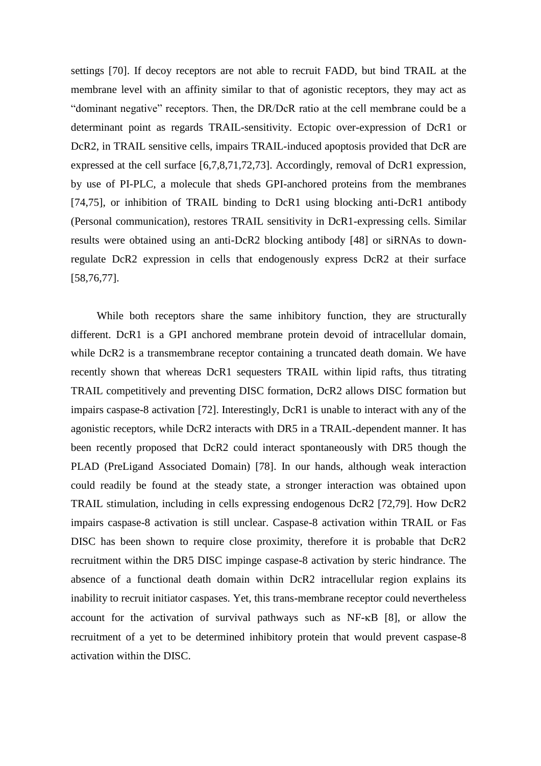settings [70]. If decoy receptors are not able to recruit FADD, but bind TRAIL at the membrane level with an affinity similar to that of agonistic receptors, they may act as "dominant negative" receptors. Then, the DR/DcR ratio at the cell membrane could be a determinant point as regards TRAIL-sensitivity. Ectopic over-expression of DcR1 or DcR2, in TRAIL sensitive cells, impairs TRAIL-induced apoptosis provided that DcR are expressed at the cell surface [6,7,8,71,72,73]. Accordingly, removal of DcR1 expression, by use of PI-PLC, a molecule that sheds GPI-anchored proteins from the membranes [74,75], or inhibition of TRAIL binding to DcR1 using blocking anti-DcR1 antibody (Personal communication), restores TRAIL sensitivity in DcR1-expressing cells. Similar results were obtained using an anti-DcR2 blocking antibody [48] or siRNAs to down-regulate DcR2 expression in cells that endogenously express DcR2 at their surface [58,76,77].

While both receptors share the same inhibitory function, they are structurally different. DcR1 is a GPI anchored membrane protein devoid of intracellular domain, while DcR2 is a transmembrane receptor containing a truncated death domain. We have recently shown that whereas DcR1 sequesters TRAIL within lipid rafts, thus titrating TRAIL competitively and preventing DISC formation, DcR2 allows DISC formation but impairs caspase-8 activation [72]. Interestingly, DcR1 is unable to interact with any of the agonistic receptors, while DcR2 interacts with DR5 in a TRAIL-dependent manner. It has been recently proposed that DcR2 could interact spontaneously with DR5 though the PLAD (PreLigand Associated Domain) [78]. In our hands, although weak interaction could readily be found at the steady state, a stronger interaction was obtained upon TRAIL stimulation, including in cells expressing endogenous DcR2 [72,79]. How DcR2 impairs caspase-8 activation is still unclear. Caspase-8 activation within TRAIL or Fas DISC has been shown to require close proximity, therefore it is probable that DcR2 recruitment within the DR5 DISC impinge caspase-8 activation by steric hindrance. The absence of a functional death domain within DcR2 intracellular region explains its inability to recruit initiator caspases. Yet, this trans-membrane receptor could nevertheless account for the activation of survival pathways such as NF-κB [8], or allow the recruitment of a yet to be determined inhibitory protein that would prevent caspase-8 activation within the DISC.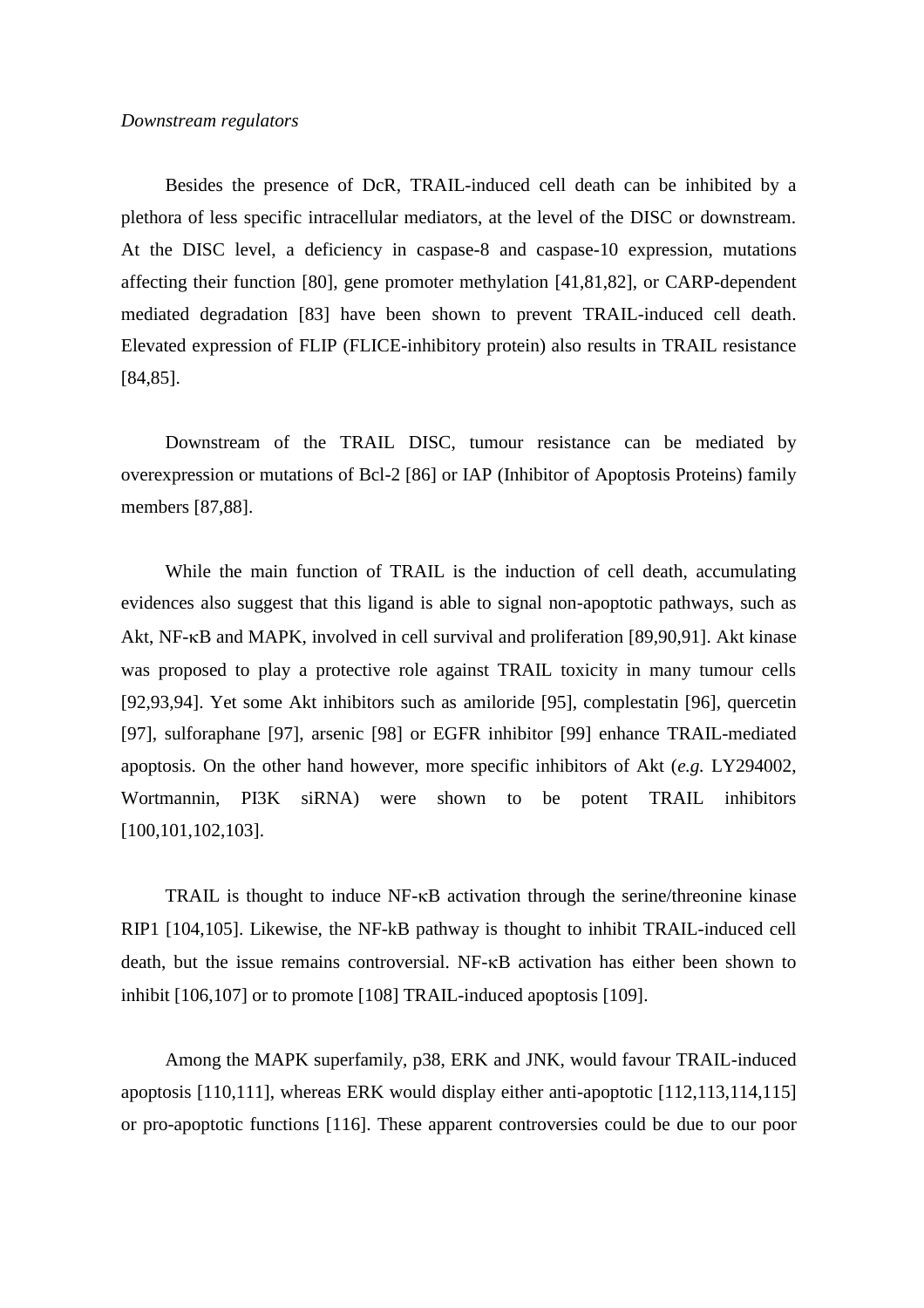*Downstream regulators*

Besides the presence of DcR, TRAIL-induced cell death can be inhibited by a plethora of less specific intracellular mediators, at the level of the DISC or downstream. At the DISC level, a deficiency in caspase-8 and caspase-10 expression, mutations affecting their function [80], gene promoter methylation [41,81,82], or CARP-dependent mediated degradation [83] have been shown to prevent TRAIL-induced cell death. Elevated expression of FLIP (FLICE-inhibitory protein) also results in TRAIL resistance [84,85].

Downstream of the TRAIL DISC, tumour resistance can be mediated by overexpression or mutations of Bcl-2 [86] or IAP (Inhibitor of Apoptosis Proteins) family members [87,88].

While the main function of TRAIL is the induction of cell death, accumulating evidences also suggest that this ligand is able to signal non-apoptotic pathways, such as Akt, NF-κB and MAPK, involved in cell survival and proliferation [89,90,91]. Akt kinase was proposed to play a protective role against TRAIL toxicity in many tumour cells [92,93,94]. Yet some Akt inhibitors such as amiloride [95], complestatin [96], quercetin [97], sulforaphane [97], arsenic [98] or EGFR inhibitor [99] enhance TRAIL-mediated apoptosis. On the other hand however, more specific inhibitors of Akt (*e.g.* LY294002, Wortmannin, PI3K siRNA) were shown to be potent TRAIL inhibitors [100,101,102,103].

TRAIL is thought to induce NF-κB activation through the serine/threonine kinase RIP1 [104,105]. Likewise, the NF-kB pathway is thought to inhibit TRAIL-induced cell death, but the issue remains controversial. NF-κB activation has either been shown to inhibit [106,107] or to promote [108] TRAIL-induced apoptosis [109].

Among the MAPK superfamily, p38, ERK and JNK, would favour TRAIL-induced apoptosis [110,111], whereas ERK would display either anti-apoptotic [112,113,114,115] or pro-apoptotic functions [116]. These apparent controversies could be due to our poor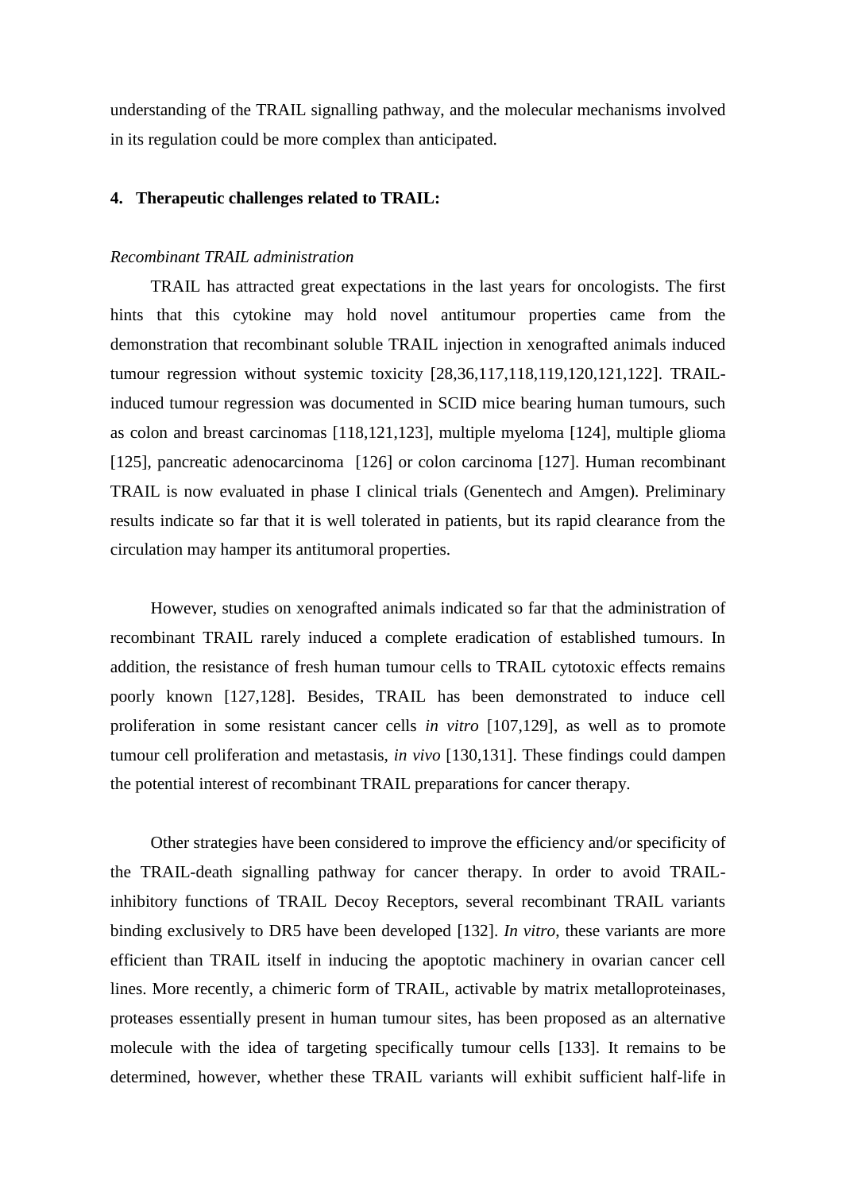understanding of the TRAIL signalling pathway, and the molecular mechanisms involved in its regulation could be more complex than anticipated.

## 4. Therapeutic challenges related to TRAIL:

*Recombinant TRAIL administration*

TRAIL has attracted great expectations in the last years for oncologists. The first hints that this cytokine may hold novel antitumour properties came from the demonstration that recombinant soluble TRAIL injection in xenografted animals induced tumour regression without systemic toxicity [28,36,117,118,119,120,121,122]. TRAIL-induced tumour regression was documented in SCID mice bearing human tumours, such as colon and breast carcinomas [118,121,123], multiple myeloma [124], multiple glioma [125], pancreatic adenocarcinoma [126] or colon carcinoma [127]. Human recombinant TRAIL is now evaluated in phase I clinical trials (Genentech and Amgen). Preliminary results indicate so far that it is well tolerated in patients, but its rapid clearance from the circulation may hamper its antitumoral properties.

However, studies on xenografted animals indicated so far that the administration of recombinant TRAIL rarely induced a complete eradication of established tumours. In addition, the resistance of fresh human tumour cells to TRAIL cytotoxic effects remains poorly known [127,128]. Besides, TRAIL has been demonstrated to induce cell proliferation in some resistant cancer cells *in vitro* [107,129], as well as to promote tumour cell proliferation and metastasis, *in vivo* [130,131]. These findings could dampen the potential interest of recombinant TRAIL preparations for cancer therapy.

Other strategies have been considered to improve the efficiency and/or specificity of the TRAIL-death signalling pathway for cancer therapy. In order to avoid TRAIL-inhibitory functions of TRAIL Decoy Receptors, several recombinant TRAIL variants binding exclusively to DR5 have been developed [132]. *In vitro*, these variants are more efficient than TRAIL itself in inducing the apoptotic machinery in ovarian cancer cell lines. More recently, a chimeric form of TRAIL, activable by matrix metalloproteinases, proteases essentially present in human tumour sites, has been proposed as an alternative molecule with the idea of targeting specifically tumour cells [133]. It remains to be determined, however, whether these TRAIL variants will exhibit sufficient half-life in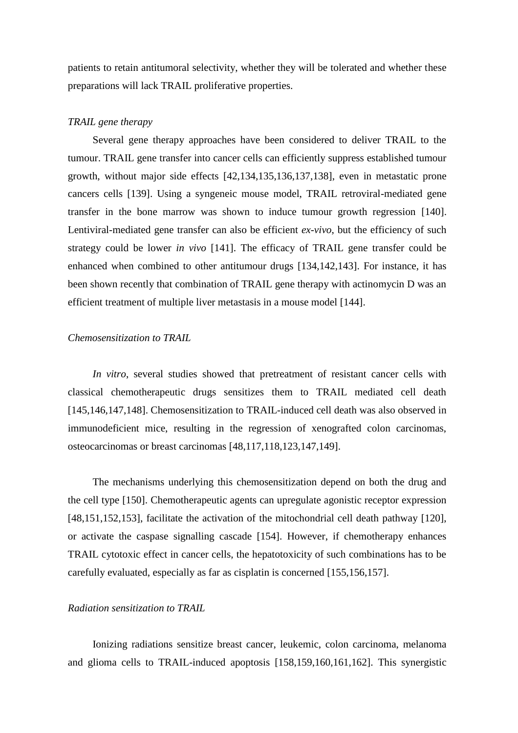patients to retain antitumoral selectivity, whether they will be tolerated and whether these preparations will lack TRAIL proliferative properties.

*TRAIL gene therapy*

Several gene therapy approaches have been considered to deliver TRAIL to the tumour. TRAIL gene transfer into cancer cells can efficiently suppress established tumour growth, without major side effects [42,134,135,136,137,138], even in metastatic prone cancers cells [139]. Using a syngeneic mouse model, TRAIL retroviral-mediated gene transfer in the bone marrow was shown to induce tumour growth regression [140]. Lentiviral-mediated gene transfer can also be efficient *ex-vivo*, but the efficiency of such strategy could be lower *in vivo* [141]. The efficacy of TRAIL gene transfer could be enhanced when combined to other antitumour drugs [134,142,143]. For instance, it has been shown recently that combination of TRAIL gene therapy with actinomycin D was an efficient treatment of multiple liver metastasis in a mouse model [144].

*Chemosensitization to TRAIL*

*In vitro*, several studies showed that pretreatment of resistant cancer cells with classical chemotherapeutic drugs sensitizes them to TRAIL mediated cell death [145,146,147,148]. Chemosensitization to TRAIL-induced cell death was also observed in immunodeficient mice, resulting in the regression of xenografted colon carcinomas, osteocarcinomas or breast carcinomas [48,117,118,123,147,149].

The mechanisms underlying this chemosensitization depend on both the drug and the cell type [150]. Chemotherapeutic agents can upregulate agonistic receptor expression [48,151,152,153], facilitate the activation of the mitochondrial cell death pathway [120], or activate the caspase signalling cascade [154]. However, if chemotherapy enhances TRAIL cytotoxic effect in cancer cells, the hepatotoxicity of such combinations has to be carefully evaluated, especially as far as cisplatin is concerned [155,156,157].

*Radiation sensitization to TRAIL*

Ionizing radiations sensitize breast cancer, leukemic, colon carcinoma, melanoma and glioma cells to TRAIL-induced apoptosis [158,159,160,161,162]. This synergistic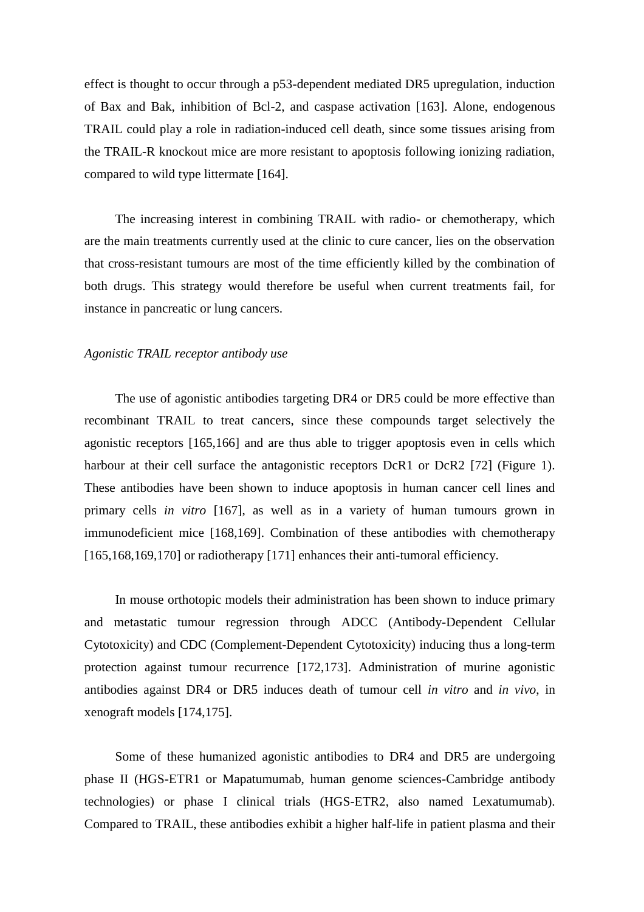effect is thought to occur through a p53-dependent mediated DR5 upregulation, induction of Bax and Bak, inhibition of Bcl-2, and caspase activation [163]. Alone, endogenous TRAIL could play a role in radiation-induced cell death, since some tissues arising from the TRAIL-R knockout mice are more resistant to apoptosis following ionizing radiation, compared to wild type littermate [164].

The increasing interest in combining TRAIL with radio- or chemotherapy, which are the main treatments currently used at the clinic to cure cancer, lies on the observation that cross-resistant tumours are most of the time efficiently killed by the combination of both drugs. This strategy would therefore be useful when current treatments fail, for instance in pancreatic or lung cancers.

*Agonistic TRAIL receptor antibody use*

The use of agonistic antibodies targeting DR4 or DR5 could be more effective than recombinant TRAIL to treat cancers, since these compounds target selectively the agonistic receptors [165,166] and are thus able to trigger apoptosis even in cells which harbour at their cell surface the antagonistic receptors DcR1 or DcR2 [72] (Figure 1). These antibodies have been shown to induce apoptosis in human cancer cell lines and primary cells *in vitro* [167], as well as in a variety of human tumours grown in immunodeficient mice [168,169]. Combination of these antibodies with chemotherapy [165,168,169,170] or radiotherapy [171] enhances their anti-tumoral efficiency.

In mouse orthotopic models their administration has been shown to induce primary and metastatic tumour regression through ADCC (Antibody-Dependent Cellular Cytotoxicity) and CDC (Complement-Dependent Cytotoxicity) inducing thus a long-term protection against tumour recurrence [172,173]. Administration of murine agonistic antibodies against DR4 or DR5 induces death of tumour cell *in vitro* and *in vivo*, in xenograft models [174,175].

Some of these humanized agonistic antibodies to DR4 and DR5 are undergoing phase II (HGS-ETR1 or Mapatumumab, human genome sciences-Cambridge antibody technologies) or phase I clinical trials (HGS-ETR2, also named Lexatumumab). Compared to TRAIL, these antibodies exhibit a higher half-life in patient plasma and their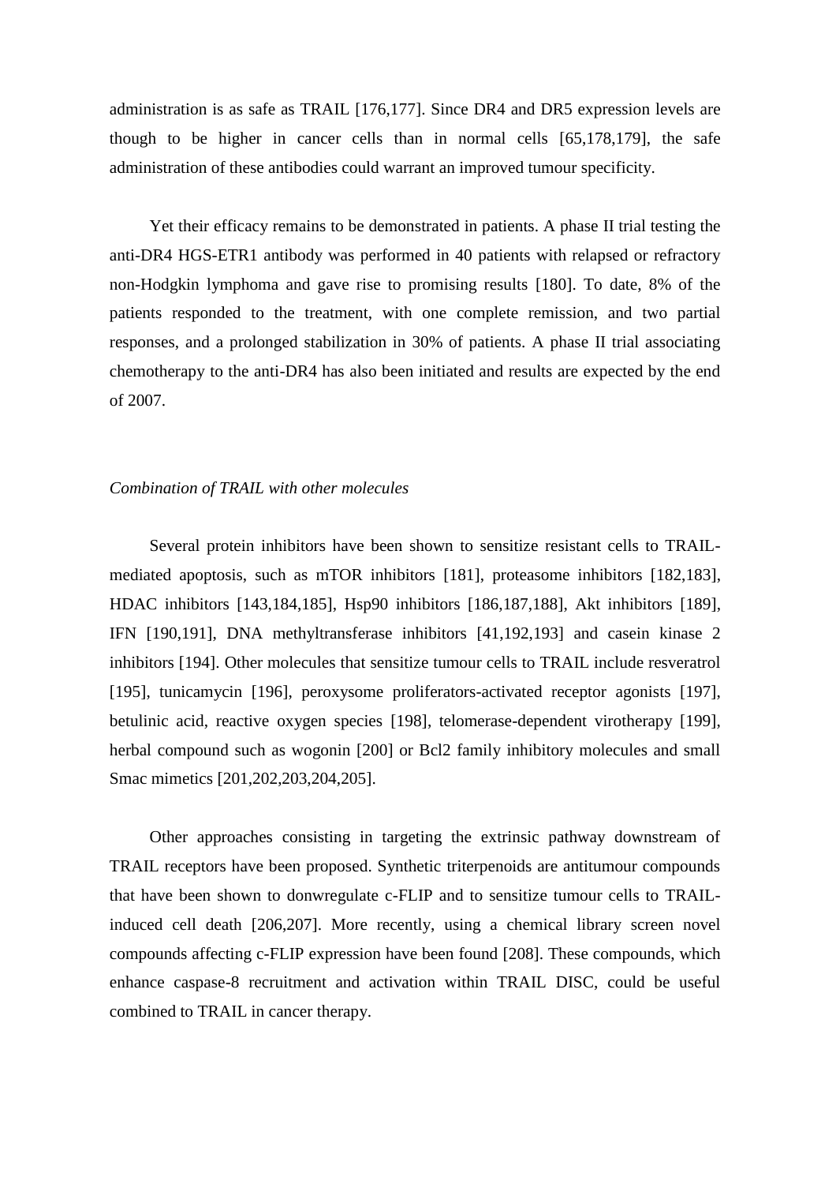administration is as safe as TRAIL [176,177]. Since DR4 and DR5 expression levels are though to be higher in cancer cells than in normal cells [65,178,179], the safe administration of these antibodies could warrant an improved tumour specificity.

Yet their efficacy remains to be demonstrated in patients. A phase II trial testing the anti-DR4 HGS-ETR1 antibody was performed in 40 patients with relapsed or refractory non-Hodgkin lymphoma and gave rise to promising results [180]. To date, 8% of the patients responded to the treatment, with one complete remission, and two partial responses, and a prolonged stabilization in 30% of patients. A phase II trial associating chemotherapy to the anti-DR4 has also been initiated and results are expected by the end of 2007.

*Combination of TRAIL with other molecules*

Several protein inhibitors have been shown to sensitize resistant cells to TRAIL-mediated apoptosis, such as mTOR inhibitors [181], proteasome inhibitors [182,183], HDAC inhibitors [143,184,185], Hsp90 inhibitors [186,187,188], Akt inhibitors [189], IFN [190,191], DNA methyltransferase inhibitors [41,192,193] and casein kinase 2 inhibitors [194]. Other molecules that sensitize tumour cells to TRAIL include resveratrol [195], tunicamycin [196], peroxysome proliferators-activated receptor agonists [197], betulinic acid, reactive oxygen species [198], telomerase-dependent virotherapy [199], herbal compound such as wogonin [200] or Bcl2 family inhibitory molecules and small Smac mimetics [201,202,203,204,205].

Other approaches consisting in targeting the extrinsic pathway downstream of TRAIL receptors have been proposed. Synthetic triterpenoids are antitumour compounds that have been shown to donwregulate c-FLIP and to sensitize tumour cells to TRAIL-induced cell death [206,207]. More recently, using a chemical library screen novel compounds affecting c-FLIP expression have been found [208]. These compounds, which enhance caspase-8 recruitment and activation within TRAIL DISC, could be useful combined to TRAIL in cancer therapy.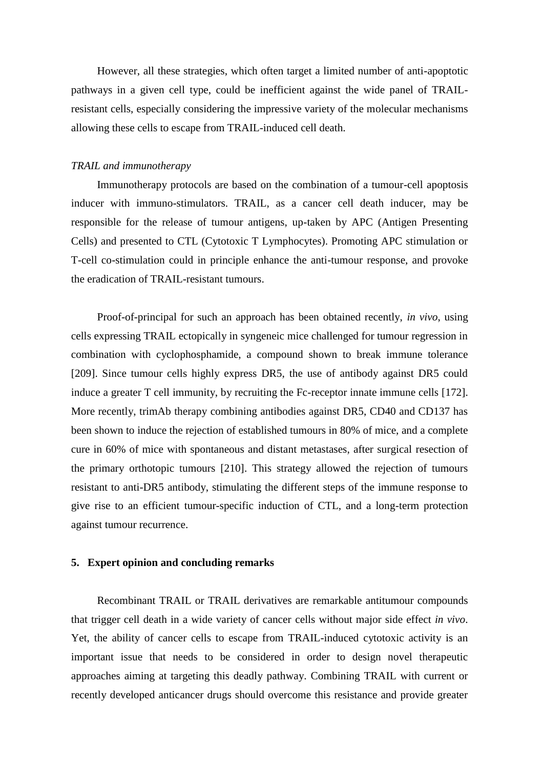However, all these strategies, which often target a limited number of anti-apoptotic pathways in a given cell type, could be inefficient against the wide panel of TRAIL-resistant cells, especially considering the impressive variety of the molecular mechanisms allowing these cells to escape from TRAIL-induced cell death.

*TRAIL and immunotherapy*

Immunotherapy protocols are based on the combination of a tumour-cell apoptosis inducer with immuno-stimulators. TRAIL, as a cancer cell death inducer, may be responsible for the release of tumour antigens, up-taken by APC (Antigen Presenting Cells) and presented to CTL (Cytotoxic T Lymphocytes). Promoting APC stimulation or T-cell co-stimulation could in principle enhance the anti-tumour response, and provoke the eradication of TRAIL-resistant tumours.

Proof-of-principal for such an approach has been obtained recently, *in vivo*, using cells expressing TRAIL ectopically in syngeneic mice challenged for tumour regression in combination with cyclophosphamide, a compound shown to break immune tolerance [209]. Since tumour cells highly express DR5, the use of antibody against DR5 could induce a greater T cell immunity, by recruiting the Fc-receptor innate immune cells [172]. More recently, trimAb therapy combining antibodies against DR5, CD40 and CD137 has been shown to induce the rejection of established tumours in 80% of mice, and a complete cure in 60% of mice with spontaneous and distant metastases, after surgical resection of the primary orthotopic tumours [210]. This strategy allowed the rejection of tumours resistant to anti-DR5 antibody, stimulating the different steps of the immune response to give rise to an efficient tumour-specific induction of CTL, and a long-term protection against tumour recurrence.

## 5. Expert opinion and concluding remarks

Recombinant TRAIL or TRAIL derivatives are remarkable antitumour compounds that trigger cell death in a wide variety of cancer cells without major side effect *in vivo*. Yet, the ability of cancer cells to escape from TRAIL-induced cytotoxic activity is an important issue that needs to be considered in order to design novel therapeutic approaches aiming at targeting this deadly pathway. Combining TRAIL with current or recently developed anticancer drugs should overcome this resistance and provide greater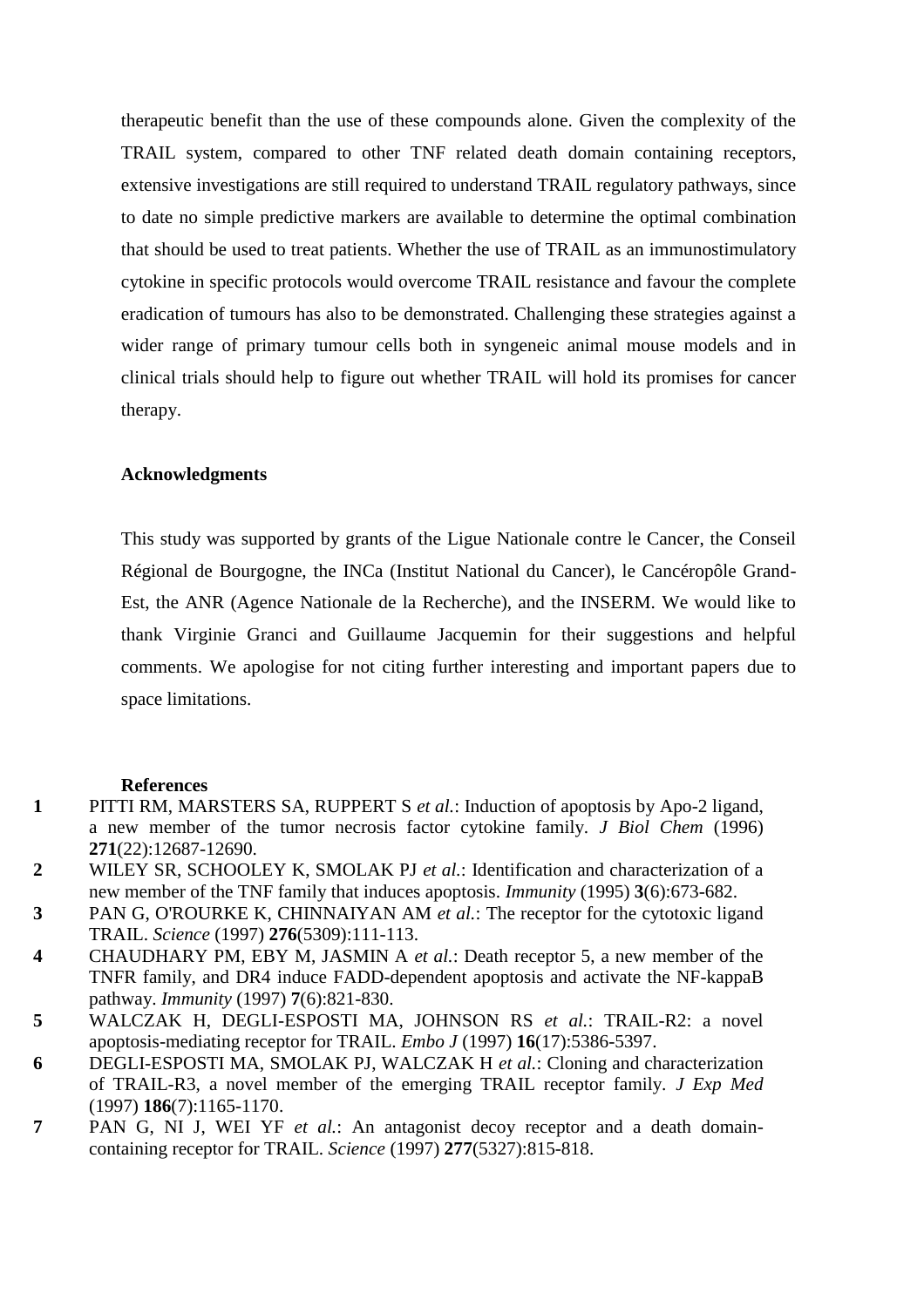therapeutic benefit than the use of these compounds alone. Given the complexity of the TRAIL system, compared to other TNF related death domain containing receptors, extensive investigations are still required to understand TRAIL regulatory pathways, since to date no simple predictive markers are available to determine the optimal combination that should be used to treat patients. Whether the use of TRAIL as an immunostimulatory cytokine in specific protocols would overcome TRAIL resistance and favour the complete eradication of tumours has also to be demonstrated. Challenging these strategies against a wider range of primary tumour cells both in syngeneic animal mouse models and in clinical trials should help to figure out whether TRAIL will hold its promises for cancer therapy.

**Acknowledgments**

This study was supported by grants of the Ligue Nationale contre le Cancer, the Conseil Régional de Bourgogne, the INCa (Institut National du Cancer), le Cancéropôle Grand-Est, the ANR (Agence Nationale de la Recherche), and the INSERM. We would like to thank Virginie Granci and Guillaume Jacquemin for their suggestions and helpful comments. We apologise for not citing further interesting and important papers due to space limitations.

**References**

**1** PITTI RM, MARSTERS SA, RUPPERT S *et al.*: Induction of apoptosis by Apo-2 ligand, a new member of the tumor necrosis factor cytokine family. *J Biol Chem* (1996) **271**(22):12687-12690.

**2** WILEY SR, SCHOOLEY K, SMOLAK PJ *et al.*: Identification and characterization of a new member of the TNF family that induces apoptosis. *Immunity* (1995) **3**(6):673-682.

**3** PAN G, O'ROURKE K, CHINNAIYAN AM *et al.*: The receptor for the cytotoxic ligand TRAIL. *Science* (1997) **276**(5309):111-113.

**4** CHAUDHARY PM, EBY M, JASMIN A *et al.*: Death receptor 5, a new member of the TNFR family, and DR4 induce FADD-dependent apoptosis and activate the NF-kappaB pathway. *Immunity* (1997) **7**(6):821-830.

**5** WALCZAK H, DEGLI-ESPOSTI MA, JOHNSON RS *et al.*: TRAIL-R2: a novel apoptosis-mediating receptor for TRAIL. *Embo J* (1997) **16**(17):5386-5397.

**6** DEGLI-ESPOSTI MA, SMOLAK PJ, WALCZAK H *et al.*: Cloning and characterization of TRAIL-R3, a novel member of the emerging TRAIL receptor family. *J Exp Med* (1997) **186**(7):1165-1170.

**7** PAN G, NI J, WEI YF *et al.*: An antagonist decoy receptor and a death domain-containing receptor for TRAIL. *Science* (1997) **277**(5327):815-818.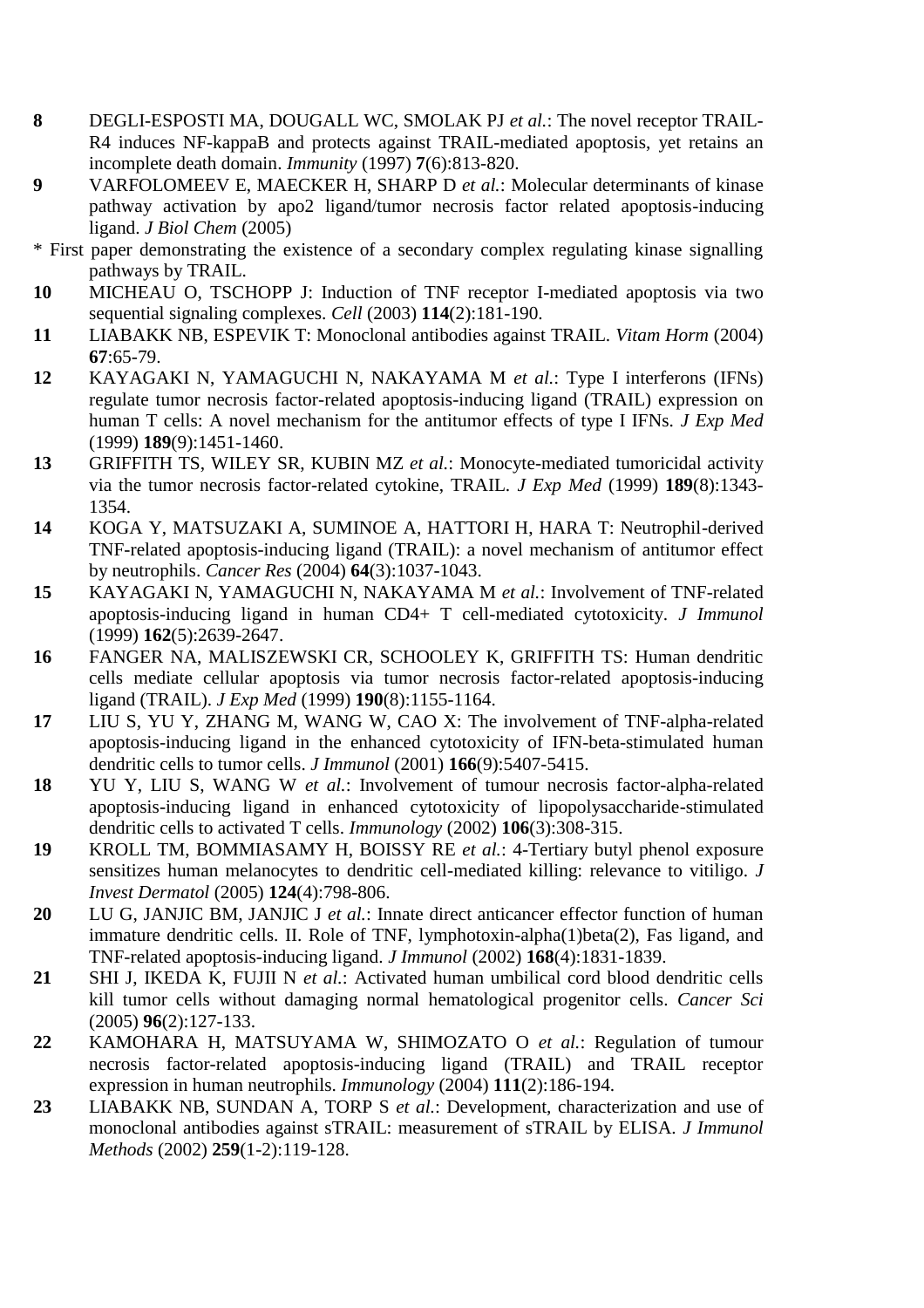**8** DEGLI-ESPOSTI MA, DOUGALL WC, SMOLAK PJ *et al.*: The novel receptor TRAIL-R4 induces NF-kappaB and protects against TRAIL-mediated apoptosis, yet retains an incomplete death domain. *Immunity* (1997) **7**(6):813-820.

**9** VARFOLOMEEV E, MAECKER H, SHARP D *et al.*: Molecular determinants of kinase pathway activation by apo2 ligand/tumor necrosis factor related apoptosis-inducing ligand. *J Biol Chem* (2005)

\* First paper demonstrating the existence of a secondary complex regulating kinase signalling pathways by TRAIL.

**10** MICHEAU O, TSCHOPP J: Induction of TNF receptor I-mediated apoptosis via two sequential signaling complexes. *Cell* (2003) **114**(2):181-190.

**11** LIABAKK NB, ESPEVIK T: Monoclonal antibodies against TRAIL. *Vitam Horm* (2004) **67**:65-79.

**12** KAYAGAKI N, YAMAGUCHI N, NAKAYAMA M *et al.*: Type I interferons (IFNs) regulate tumor necrosis factor-related apoptosis-inducing ligand (TRAIL) expression on human T cells: A novel mechanism for the antitumor effects of type I IFNs. *J Exp Med* (1999) **189**(9):1451-1460.

**13** GRIFFITH TS, WILEY SR, KUBIN MZ *et al.*: Monocyte-mediated tumoricidal activity via the tumor necrosis factor-related cytokine, TRAIL. *J Exp Med* (1999) **189**(8):1343-1354.

**14** KOGA Y, MATSUZAKI A, SUMINOE A, HATTORI H, HARA T: Neutrophil-derived TNF-related apoptosis-inducing ligand (TRAIL): a novel mechanism of antitumor effect by neutrophils. *Cancer Res* (2004) **64**(3):1037-1043.

**15** KAYAGAKI N, YAMAGUCHI N, NAKAYAMA M *et al.*: Involvement of TNF-related apoptosis-inducing ligand in human CD4+ T cell-mediated cytotoxicity. *J Immunol* (1999) **162**(5):2639-2647.

**16** FANGER NA, MALISZEWSKI CR, SCHOOLEY K, GRIFFITH TS: Human dendritic cells mediate cellular apoptosis via tumor necrosis factor-related apoptosis-inducing ligand (TRAIL). *J Exp Med* (1999) **190**(8):1155-1164.

**17** LIU S, YU Y, ZHANG M, WANG W, CAO X: The involvement of TNF-alpha-related apoptosis-inducing ligand in the enhanced cytotoxicity of IFN-beta-stimulated human dendritic cells to tumor cells. *J Immunol* (2001) **166**(9):5407-5415.

**18** YU Y, LIU S, WANG W *et al.*: Involvement of tumour necrosis factor-alpha-related apoptosis-inducing ligand in enhanced cytotoxicity of lipopolysaccharide-stimulated dendritic cells to activated T cells. *Immunology* (2002) **106**(3):308-315.

**19** KROLL TM, BOMMIASAMY H, BOISSY RE *et al.*: 4-Tertiary butyl phenol exposure sensitizes human melanocytes to dendritic cell-mediated killing: relevance to vitiligo. *J Invest Dermatol* (2005) **124**(4):798-806.

**20** LU G, JANJIC BM, JANJIC J *et al.*: Innate direct anticancer effector function of human immature dendritic cells. II. Role of TNF, lymphotoxin-alpha(1)beta(2), Fas ligand, and TNF-related apoptosis-inducing ligand. *J Immunol* (2002) **168**(4):1831-1839.

**21** SHI J, IKEDA K, FUJII N *et al.*: Activated human umbilical cord blood dendritic cells kill tumor cells without damaging normal hematological progenitor cells. *Cancer Sci* (2005) **96**(2):127-133.

**22** KAMOHARA H, MATSUYAMA W, SHIMOZATO O *et al.*: Regulation of tumour necrosis factor-related apoptosis-inducing ligand (TRAIL) and TRAIL receptor expression in human neutrophils. *Immunology* (2004) **111**(2):186-194.

**23** LIABAKK NB, SUNDAN A, TORP S *et al.*: Development, characterization and use of monoclonal antibodies against sTRAIL: measurement of sTRAIL by ELISA. *J Immunol Methods* (2002) **259**(1-2):119-128.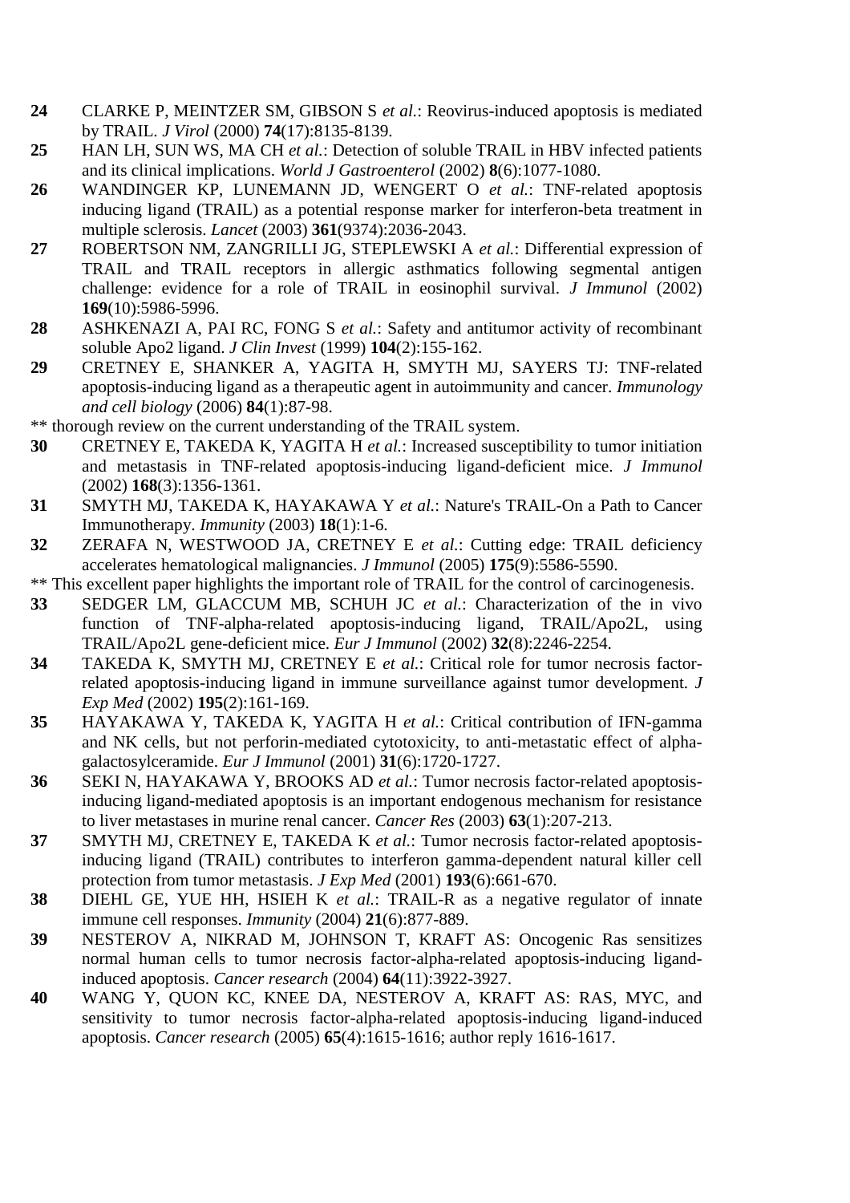**24** CLARKE P, MEINTZER SM, GIBSON S *et al.*: Reovirus-induced apoptosis is mediated by TRAIL. *J Virol* (2000) **74**(17):8135-8139.

**25** HAN LH, SUN WS, MA CH *et al.*: Detection of soluble TRAIL in HBV infected patients and its clinical implications. *World J Gastroenterol* (2002) **8**(6):1077-1080.

**26** WANDINGER KP, LUNEMANN JD, WENGERT O *et al.*: TNF-related apoptosis inducing ligand (TRAIL) as a potential response marker for interferon-beta treatment in multiple sclerosis. *Lancet* (2003) **361**(9374):2036-2043.

**27** ROBERTSON NM, ZANGRILLI JG, STEPLEWSKI A *et al.*: Differential expression of TRAIL and TRAIL receptors in allergic asthmatics following segmental antigen challenge: evidence for a role of TRAIL in eosinophil survival. *J Immunol* (2002) **169**(10):5986-5996.

**28** ASHKENAZI A, PAI RC, FONG S *et al.*: Safety and antitumor activity of recombinant soluble Apo2 ligand. *J Clin Invest* (1999) **104**(2):155-162.

**29** CRETNEY E, SHANKER A, YAGITA H, SMYTH MJ, SAYERS TJ: TNF-related apoptosis-inducing ligand as a therapeutic agent in autoimmunity and cancer. *Immunology and cell biology* (2006) **84**(1):87-98.

** thorough review on the current understanding of the TRAIL system.

**30** CRETNEY E, TAKEDA K, YAGITA H *et al.*: Increased susceptibility to tumor initiation and metastasis in TNF-related apoptosis-inducing ligand-deficient mice. *J Immunol* (2002) **168**(3):1356-1361.

**31** SMYTH MJ, TAKEDA K, HAYAKAWA Y *et al.*: Nature's TRAIL-On a Path to Cancer Immunotherapy. *Immunity* (2003) **18**(1):1-6.

**32** ZERAFA N, WESTWOOD JA, CRETNEY E *et al.*: Cutting edge: TRAIL deficiency accelerates hematological malignancies. *J Immunol* (2005) **175**(9):5586-5590.

** This excellent paper highlights the important role of TRAIL for the control of carcinogenesis.

**33** SEDGER LM, GLACCUM MB, SCHUH JC *et al.*: Characterization of the in vivo function of TNF-alpha-related apoptosis-inducing ligand, TRAIL/Apo2L, using TRAIL/Apo2L gene-deficient mice. *Eur J Immunol* (2002) **32**(8):2246-2254.

**34** TAKEDA K, SMYTH MJ, CRETNEY E *et al.*: Critical role for tumor necrosis factor-related apoptosis-inducing ligand in immune surveillance against tumor development. *J Exp Med* (2002) **195**(2):161-169.

**35** HAYAKAWA Y, TAKEDA K, YAGITA H *et al.*: Critical contribution of IFN-gamma and NK cells, but not perforin-mediated cytotoxicity, to anti-metastatic effect of alpha-galactosylceramide. *Eur J Immunol* (2001) **31**(6):1720-1727.

**36** SEKI N, HAYAKAWA Y, BROOKS AD *et al.*: Tumor necrosis factor-related apoptosis-inducing ligand-mediated apoptosis is an important endogenous mechanism for resistance to liver metastases in murine renal cancer. *Cancer Res* (2003) **63**(1):207-213.

**37** SMYTH MJ, CRETNEY E, TAKEDA K *et al.*: Tumor necrosis factor-related apoptosis-inducing ligand (TRAIL) contributes to interferon gamma-dependent natural killer cell protection from tumor metastasis. *J Exp Med* (2001) **193**(6):661-670.

**38** DIEHL GE, YUE HH, HSIEH K *et al.*: TRAIL-R as a negative regulator of innate immune cell responses. *Immunity* (2004) **21**(6):877-889.

**39** NESTEROV A, NIKRAD M, JOHNSON T, KRAFT AS: Oncogenic Ras sensitizes normal human cells to tumor necrosis factor-alpha-related apoptosis-inducing ligand-induced apoptosis. *Cancer research* (2004) **64**(11):3922-3927.

**40** WANG Y, QUON KC, KNEE DA, NESTEROV A, KRAFT AS: RAS, MYC, and sensitivity to tumor necrosis factor-alpha-related apoptosis-inducing ligand-induced apoptosis. *Cancer research* (2005) **65**(4):1615-1616; author reply 1616-1617.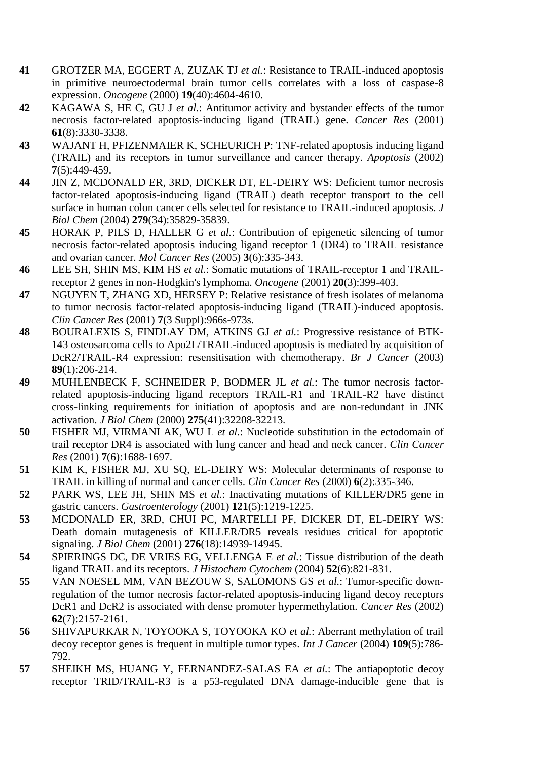**41** GROTZER MA, EGGERT A, ZUZAK TJ *et al.*: Resistance to TRAIL-induced apoptosis in primitive neuroectodermal brain tumor cells correlates with a loss of caspase-8 expression. *Oncogene* (2000) **19**(40):4604-4610.

**42** KAGAWA S, HE C, GU J *et al.*: Antitumor activity and bystander effects of the tumor necrosis factor-related apoptosis-inducing ligand (TRAIL) gene. *Cancer Res* (2001) **61**(8):3330-3338.

**43** WAJANT H, PFIZENMAIER K, SCHEURICH P: TNF-related apoptosis inducing ligand (TRAIL) and its receptors in tumor surveillance and cancer therapy. *Apoptosis* (2002) **7**(5):449-459.

**44** JIN Z, MCDONALD ER, 3RD, DICKER DT, EL-DEIRY WS: Deficient tumor necrosis factor-related apoptosis-inducing ligand (TRAIL) death receptor transport to the cell surface in human colon cancer cells selected for resistance to TRAIL-induced apoptosis. *J Biol Chem* (2004) **279**(34):35829-35839.

**45** HORAK P, PILS D, HALLER G *et al.*: Contribution of epigenetic silencing of tumor necrosis factor-related apoptosis inducing ligand receptor 1 (DR4) to TRAIL resistance and ovarian cancer. *Mol Cancer Res* (2005) **3**(6):335-343.

**46** LEE SH, SHIN MS, KIM HS *et al.*: Somatic mutations of TRAIL-receptor 1 and TRAIL-receptor 2 genes in non-Hodgkin's lymphoma. *Oncogene* (2001) **20**(3):399-403.

**47** NGUYEN T, ZHANG XD, HERSEY P: Relative resistance of fresh isolates of melanoma to tumor necrosis factor-related apoptosis-inducing ligand (TRAIL)-induced apoptosis. *Clin Cancer Res* (2001) **7**(3 Suppl):966s-973s.

**48** BOURALEXIS S, FINDLAY DM, ATKINS GJ *et al.*: Progressive resistance of BTK-143 osteosarcoma cells to Apo2L/TRAIL-induced apoptosis is mediated by acquisition of DcR2/TRAIL-R4 expression: resensitisation with chemotherapy. *Br J Cancer* (2003) **89**(1):206-214.

**49** MUHLENBECK F, SCHNEIDER P, BODMER JL *et al.*: The tumor necrosis factor-related apoptosis-inducing ligand receptors TRAIL-R1 and TRAIL-R2 have distinct cross-linking requirements for initiation of apoptosis and are non-redundant in JNK activation. *J Biol Chem* (2000) **275**(41):32208-32213.

**50** FISHER MJ, VIRMANI AK, WU L *et al.*: Nucleotide substitution in the ectodomain of trail receptor DR4 is associated with lung cancer and head and neck cancer. *Clin Cancer Res* (2001) **7**(6):1688-1697.

**51** KIM K, FISHER MJ, XU SQ, EL-DEIRY WS: Molecular determinants of response to TRAIL in killing of normal and cancer cells. *Clin Cancer Res* (2000) **6**(2):335-346.

**52** PARK WS, LEE JH, SHIN MS *et al.*: Inactivating mutations of KILLER/DR5 gene in gastric cancers. *Gastroenterology* (2001) **121**(5):1219-1225.

**53** MCDONALD ER, 3RD, CHUI PC, MARTELLI PF, DICKER DT, EL-DEIRY WS: Death domain mutagenesis of KILLER/DR5 reveals residues critical for apoptotic signaling. *J Biol Chem* (2001) **276**(18):14939-14945.

**54** SPIERINGS DC, DE VRIES EG, VELLENGA E *et al.*: Tissue distribution of the death ligand TRAIL and its receptors. *J Histochem Cytochem* (2004) **52**(6):821-831.

**55** VAN NOESEL MM, VAN BEZOUW S, SALOMONS GS *et al.*: Tumor-specific down-regulation of the tumor necrosis factor-related apoptosis-inducing ligand decoy receptors DcR1 and DcR2 is associated with dense promoter hypermethylation. *Cancer Res* (2002) **62**(7):2157-2161.

**56** SHIVAPURKAR N, TOYOOKA S, TOYOOKA KO *et al.*: Aberrant methylation of trail decoy receptor genes is frequent in multiple tumor types. *Int J Cancer* (2004) **109**(5):786-792.

**57** SHEIKH MS, HUANG Y, FERNANDEZ-SALAS EA *et al.*: The antiapoptotic decoy receptor TRID/TRAIL-R3 is a p53-regulated DNA damage-inducible gene that is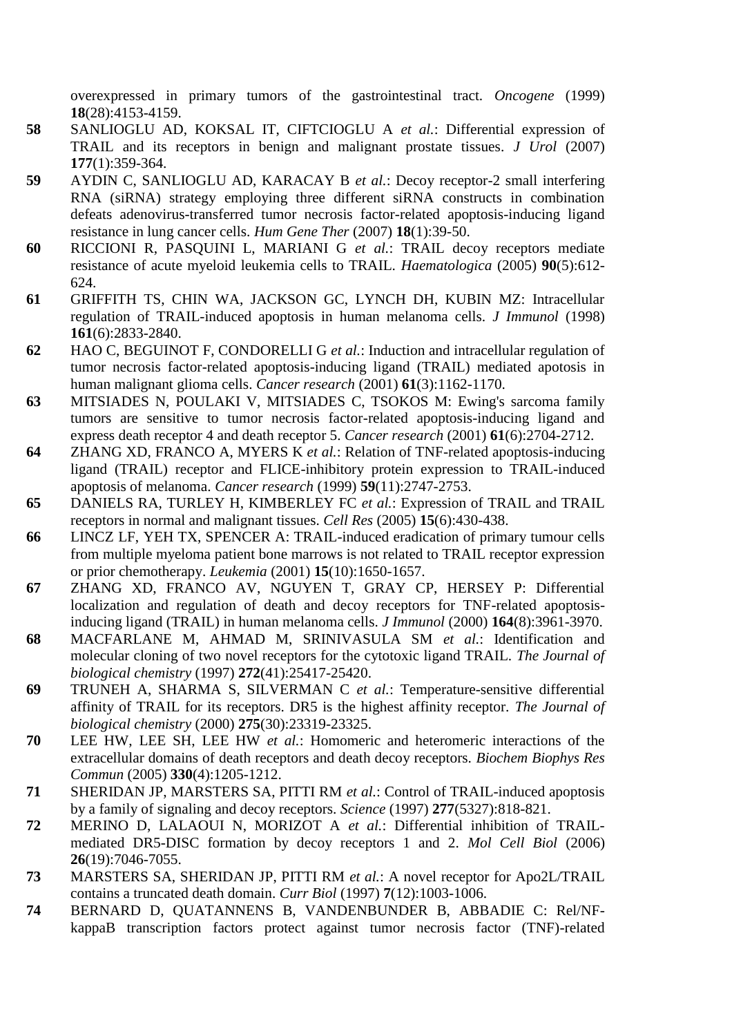overexpressed in primary tumors of the gastrointestinal tract. *Oncogene* (1999) **18**(28):4153-4159.

**58** SANLIOGLU AD, KOKSAL IT, CIFTCIOGLU A *et al.*: Differential expression of TRAIL and its receptors in benign and malignant prostate tissues. *J Urol* (2007) **177**(1):359-364.

**59** AYDIN C, SANLIOGLU AD, KARACAY B *et al.*: Decoy receptor-2 small interfering RNA (siRNA) strategy employing three different siRNA constructs in combination defeats adenovirus-transferred tumor necrosis factor-related apoptosis-inducing ligand resistance in lung cancer cells. *Hum Gene Ther* (2007) **18**(1):39-50.

**60** RICCIONI R, PASQUINI L, MARIANI G *et al.*: TRAIL decoy receptors mediate resistance of acute myeloid leukemia cells to TRAIL. *Haematologica* (2005) **90**(5):612-624.

**61** GRIFFITH TS, CHIN WA, JACKSON GC, LYNCH DH, KUBIN MZ: Intracellular regulation of TRAIL-induced apoptosis in human melanoma cells. *J Immunol* (1998) **161**(6):2833-2840.

**62** HAO C, BEGUINOT F, CONDORELLI G *et al.*: Induction and intracellular regulation of tumor necrosis factor-related apoptosis-inducing ligand (TRAIL) mediated apotosis in human malignant glioma cells. *Cancer research* (2001) **61**(3):1162-1170.

**63** MITSIADES N, POULAKI V, MITSIADES C, TSOKOS M: Ewing's sarcoma family tumors are sensitive to tumor necrosis factor-related apoptosis-inducing ligand and express death receptor 4 and death receptor 5. *Cancer research* (2001) **61**(6):2704-2712.

**64** ZHANG XD, FRANCO A, MYERS K *et al.*: Relation of TNF-related apoptosis-inducing ligand (TRAIL) receptor and FLICE-inhibitory protein expression to TRAIL-induced apoptosis of melanoma. *Cancer research* (1999) **59**(11):2747-2753.

**65** DANIELS RA, TURLEY H, KIMBERLEY FC *et al.*: Expression of TRAIL and TRAIL receptors in normal and malignant tissues. *Cell Res* (2005) **15**(6):430-438.

**66** LINCZ LF, YEH TX, SPENCER A: TRAIL-induced eradication of primary tumour cells from multiple myeloma patient bone marrows is not related to TRAIL receptor expression or prior chemotherapy. *Leukemia* (2001) **15**(10):1650-1657.

**67** ZHANG XD, FRANCO AV, NGUYEN T, GRAY CP, HERSEY P: Differential localization and regulation of death and decoy receptors for TNF-related apoptosis-inducing ligand (TRAIL) in human melanoma cells. *J Immunol* (2000) **164**(8):3961-3970.

**68** MACFARLANE M, AHMAD M, SRINIVASULA SM *et al.*: Identification and molecular cloning of two novel receptors for the cytotoxic ligand TRAIL. *The Journal of biological chemistry* (1997) **272**(41):25417-25420.

**69** TRUNEH A, SHARMA S, SILVERMAN C *et al.*: Temperature-sensitive differential affinity of TRAIL for its receptors. DR5 is the highest affinity receptor. *The Journal of biological chemistry* (2000) **275**(30):23319-23325.

**70** LEE HW, LEE SH, LEE HW *et al.*: Homomeric and heteromeric interactions of the extracellular domains of death receptors and death decoy receptors. *Biochem Biophys Res Commun* (2005) **330**(4):1205-1212.

**71** SHERIDAN JP, MARSTERS SA, PITTI RM *et al.*: Control of TRAIL-induced apoptosis by a family of signaling and decoy receptors. *Science* (1997) **277**(5327):818-821.

**72** MERINO D, LALAOUI N, MORIZOT A *et al.*: Differential inhibition of TRAIL-mediated DR5-DISC formation by decoy receptors 1 and 2. *Mol Cell Biol* (2006) **26**(19):7046-7055.

**73** MARSTERS SA, SHERIDAN JP, PITTI RM *et al.*: A novel receptor for Apo2L/TRAIL contains a truncated death domain. *Curr Biol* (1997) **7**(12):1003-1006.

**74** BERNARD D, QUATANNENS B, VANDENBUNDER B, ABBADIE C: Rel/NF-kappaB transcription factors protect against tumor necrosis factor (TNF)-related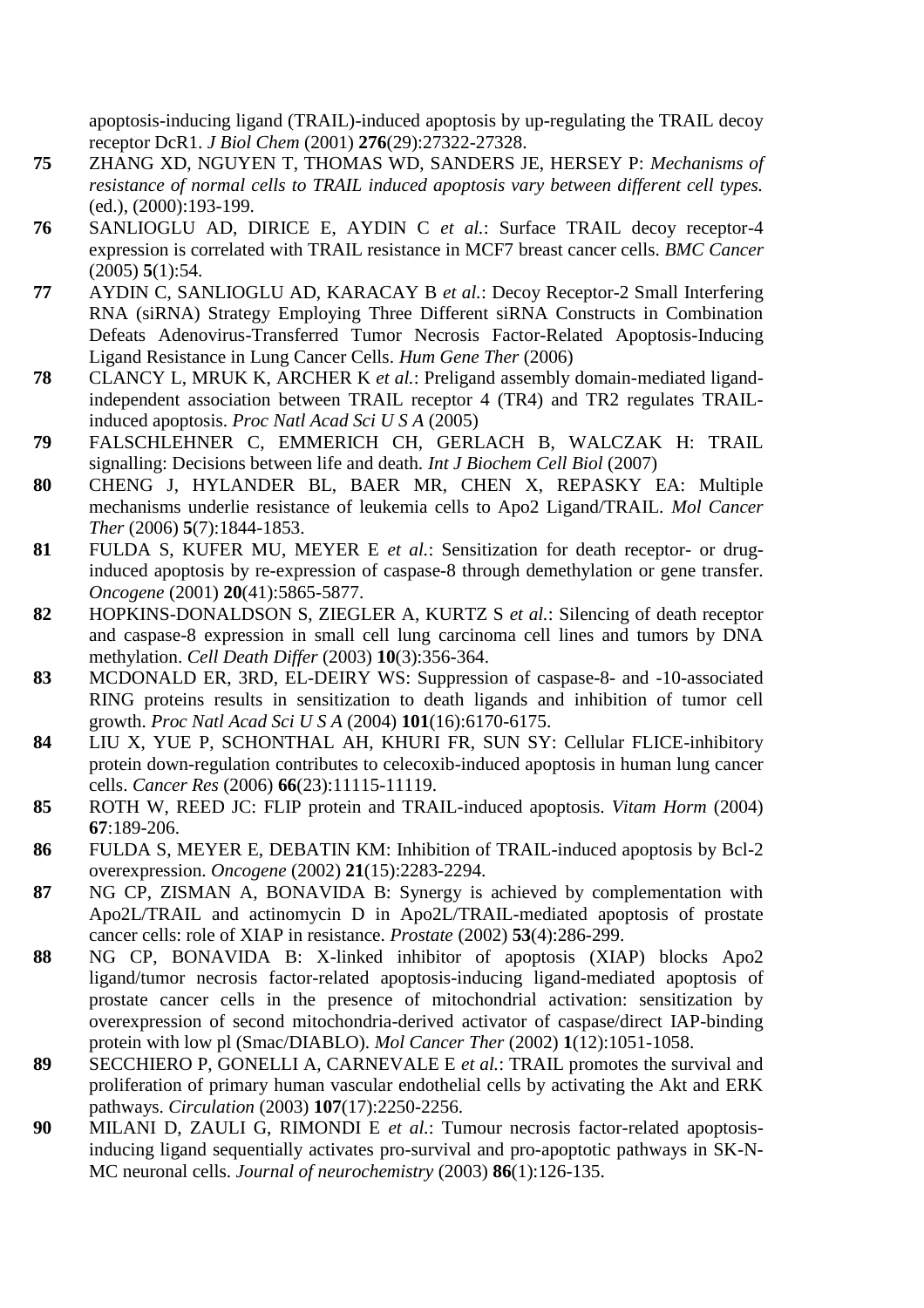apoptosis-inducing ligand (TRAIL)-induced apoptosis by up-regulating the TRAIL decoy receptor DcR1. *J Biol Chem* (2001) **276**(29):27322-27328.

**75** ZHANG XD, NGUYEN T, THOMAS WD, SANDERS JE, HERSEY P: *Mechanisms of resistance of normal cells to TRAIL induced apoptosis vary between different cell types.* (ed.), (2000):193-199.

**76** SANLIOGLU AD, DIRICE E, AYDIN C *et al.*: Surface TRAIL decoy receptor-4 expression is correlated with TRAIL resistance in MCF7 breast cancer cells. *BMC Cancer* (2005) **5**(1):54.

**77** AYDIN C, SANLIOGLU AD, KARACAY B *et al.*: Decoy Receptor-2 Small Interfering RNA (siRNA) Strategy Employing Three Different siRNA Constructs in Combination Defeats Adenovirus-Transferred Tumor Necrosis Factor-Related Apoptosis-Inducing Ligand Resistance in Lung Cancer Cells. *Hum Gene Ther* (2006)

**78** CLANCY L, MRUK K, ARCHER K *et al.*: Preligand assembly domain-mediated ligand-independent association between TRAIL receptor 4 (TR4) and TR2 regulates TRAIL-induced apoptosis. *Proc Natl Acad Sci U S A* (2005)

**79** FALSCHLEHNER C, EMMERICH CH, GERLACH B, WALCZAK H: TRAIL signalling: Decisions between life and death. *Int J Biochem Cell Biol* (2007)

**80** CHENG J, HYLANDER BL, BAER MR, CHEN X, REPASKY EA: Multiple mechanisms underlie resistance of leukemia cells to Apo2 Ligand/TRAIL. *Mol Cancer Ther* (2006) **5**(7):1844-1853.

**81** FULDA S, KUFER MU, MEYER E *et al.*: Sensitization for death receptor- or drug-induced apoptosis by re-expression of caspase-8 through demethylation or gene transfer. *Oncogene* (2001) **20**(41):5865-5877.

**82** HOPKINS-DONALDSON S, ZIEGLER A, KURTZ S *et al.*: Silencing of death receptor and caspase-8 expression in small cell lung carcinoma cell lines and tumors by DNA methylation. *Cell Death Differ* (2003) **10**(3):356-364.

**83** MCDONALD ER, 3RD, EL-DEIRY WS: Suppression of caspase-8- and -10-associated RING proteins results in sensitization to death ligands and inhibition of tumor cell growth. *Proc Natl Acad Sci U S A* (2004) **101**(16):6170-6175.

**84** LIU X, YUE P, SCHONTHAL AH, KHURI FR, SUN SY: Cellular FLICE-inhibitory protein down-regulation contributes to celecoxib-induced apoptosis in human lung cancer cells. *Cancer Res* (2006) **66**(23):11115-11119.

**85** ROTH W, REED JC: FLIP protein and TRAIL-induced apoptosis. *Vitam Horm* (2004) **67**:189-206.

**86** FULDA S, MEYER E, DEBATIN KM: Inhibition of TRAIL-induced apoptosis by Bcl-2 overexpression. *Oncogene* (2002) **21**(15):2283-2294.

**87** NG CP, ZISMAN A, BONAVIDA B: Synergy is achieved by complementation with Apo2L/TRAIL and actinomycin D in Apo2L/TRAIL-mediated apoptosis of prostate cancer cells: role of XIAP in resistance. *Prostate* (2002) **53**(4):286-299.

**88** NG CP, BONAVIDA B: X-linked inhibitor of apoptosis (XIAP) blocks Apo2 ligand/tumor necrosis factor-related apoptosis-inducing ligand-mediated apoptosis of prostate cancer cells in the presence of mitochondrial activation: sensitization by overexpression of second mitochondria-derived activator of caspase/direct IAP-binding protein with low pl (Smac/DIABLO). *Mol Cancer Ther* (2002) **1**(12):1051-1058.

**89** SECCHIERO P, GONELLI A, CARNEVALE E *et al.*: TRAIL promotes the survival and proliferation of primary human vascular endothelial cells by activating the Akt and ERK pathways. *Circulation* (2003) **107**(17):2250-2256.

**90** MILANI D, ZAULI G, RIMONDI E *et al.*: Tumour necrosis factor-related apoptosis-inducing ligand sequentially activates pro-survival and pro-apoptotic pathways in SK-N-MC neuronal cells. *Journal of neurochemistry* (2003) **86**(1):126-135.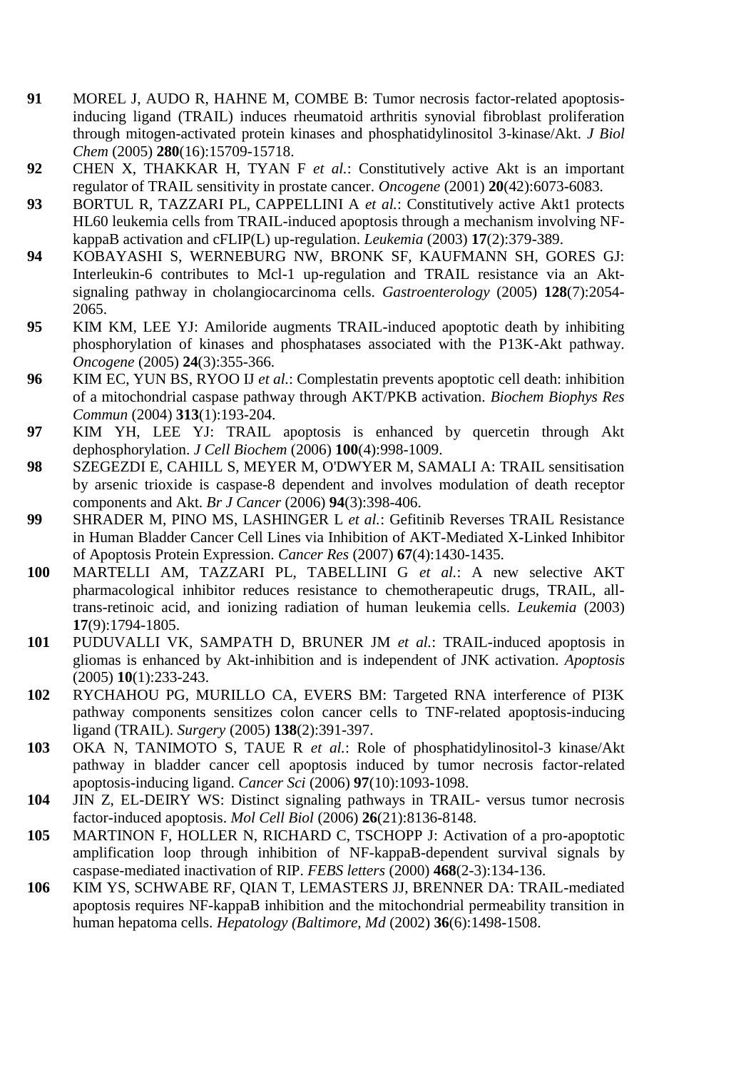**91** MOREL J, AUDO R, HAHNE M, COMBE B: Tumor necrosis factor-related apoptosis-inducing ligand (TRAIL) induces rheumatoid arthritis synovial fibroblast proliferation through mitogen-activated protein kinases and phosphatidylinositol 3-kinase/Akt. *J Biol Chem* (2005) **280**(16):15709-15718.

**92** CHEN X, THAKKAR H, TYAN F *et al.*: Constitutively active Akt is an important regulator of TRAIL sensitivity in prostate cancer. *Oncogene* (2001) **20**(42):6073-6083.

**93** BORTUL R, TAZZARI PL, CAPPELLINI A *et al.*: Constitutively active Akt1 protects HL60 leukemia cells from TRAIL-induced apoptosis through a mechanism involving NF-kappaB activation and cFLIP(L) up-regulation. *Leukemia* (2003) **17**(2):379-389.

**94** KOBAYASHI S, WERNEBURG NW, BRONK SF, KAUFMANN SH, GORES GJ: Interleukin-6 contributes to Mcl-1 up-regulation and TRAIL resistance via an Akt-signaling pathway in cholangiocarcinoma cells. *Gastroenterology* (2005) **128**(7):2054-2065.

**95** KIM KM, LEE YJ: Amiloride augments TRAIL-induced apoptotic death by inhibiting phosphorylation of kinases and phosphatases associated with the P13K-Akt pathway. *Oncogene* (2005) **24**(3):355-366.

**96** KIM EC, YUN BS, RYOO IJ *et al.*: Complestatin prevents apoptotic cell death: inhibition of a mitochondrial caspase pathway through AKT/PKB activation. *Biochem Biophys Res Commun* (2004) **313**(1):193-204.

**97** KIM YH, LEE YJ: TRAIL apoptosis is enhanced by quercetin through Akt dephosphorylation. *J Cell Biochem* (2006) **100**(4):998-1009.

**98** SZEGEZDI E, CAHILL S, MEYER M, O'DWYER M, SAMALI A: TRAIL sensitisation by arsenic trioxide is caspase-8 dependent and involves modulation of death receptor components and Akt. *Br J Cancer* (2006) **94**(3):398-406.

**99** SHRADER M, PINO MS, LASHINGER L *et al.*: Gefitinib Reverses TRAIL Resistance in Human Bladder Cancer Cell Lines via Inhibition of AKT-Mediated X-Linked Inhibitor of Apoptosis Protein Expression. *Cancer Res* (2007) **67**(4):1430-1435.

**100** MARTELLI AM, TAZZARI PL, TABELLINI G *et al.*: A new selective AKT pharmacological inhibitor reduces resistance to chemotherapeutic drugs, TRAIL, all-trans-retinoic acid, and ionizing radiation of human leukemia cells. *Leukemia* (2003) **17**(9):1794-1805.

**101** PUDUVALLI VK, SAMPATH D, BRUNER JM *et al.*: TRAIL-induced apoptosis in gliomas is enhanced by Akt-inhibition and is independent of JNK activation. *Apoptosis* (2005) **10**(1):233-243.

**102** RYCHAHOU PG, MURILLO CA, EVERS BM: Targeted RNA interference of PI3K pathway components sensitizes colon cancer cells to TNF-related apoptosis-inducing ligand (TRAIL). *Surgery* (2005) **138**(2):391-397.

**103** OKA N, TANIMOTO S, TAUE R *et al.*: Role of phosphatidylinositol-3 kinase/Akt pathway in bladder cancer cell apoptosis induced by tumor necrosis factor-related apoptosis-inducing ligand. *Cancer Sci* (2006) **97**(10):1093-1098.

**104** JIN Z, EL-DEIRY WS: Distinct signaling pathways in TRAIL- versus tumor necrosis factor-induced apoptosis. *Mol Cell Biol* (2006) **26**(21):8136-8148.

**105** MARTINON F, HOLLER N, RICHARD C, TSCHOPP J: Activation of a pro-apoptotic amplification loop through inhibition of NF-kappaB-dependent survival signals by caspase-mediated inactivation of RIP. *FEBS letters* (2000) **468**(2-3):134-136.

**106** KIM YS, SCHWABE RF, QIAN T, LEMASTERS JJ, BRENNER DA: TRAIL-mediated apoptosis requires NF-kappaB inhibition and the mitochondrial permeability transition in human hepatoma cells. *Hepatology (Baltimore, Md* (2002) **36**(6):1498-1508.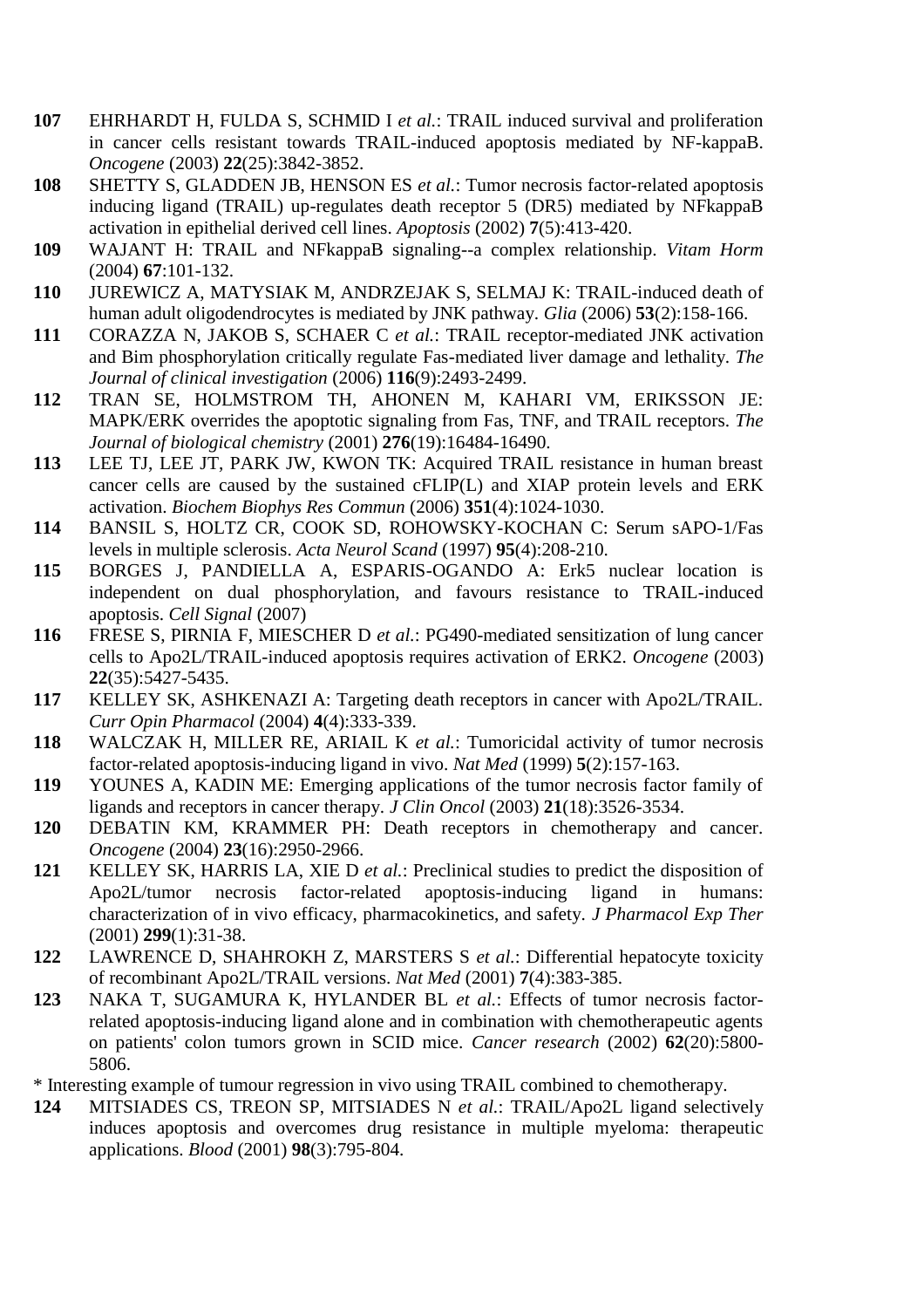**107** EHRHARDT H, FULDA S, SCHMID I *et al.*: TRAIL induced survival and proliferation in cancer cells resistant towards TRAIL-induced apoptosis mediated by NF-kappaB. *Oncogene* (2003) **22**(25):3842-3852.

**108** SHETTY S, GLADDEN JB, HENSON ES *et al.*: Tumor necrosis factor-related apoptosis inducing ligand (TRAIL) up-regulates death receptor 5 (DR5) mediated by NFkappaB activation in epithelial derived cell lines. *Apoptosis* (2002) **7**(5):413-420.

**109** WAJANT H: TRAIL and NFkappaB signaling--a complex relationship. *Vitam Horm* (2004) **67**:101-132.

**110** JUREWICZ A, MATYSIAK M, ANDRZEJAK S, SELMAJ K: TRAIL-induced death of human adult oligodendrocytes is mediated by JNK pathway. *Glia* (2006) **53**(2):158-166.

**111** CORAZZA N, JAKOB S, SCHAER C *et al.*: TRAIL receptor-mediated JNK activation and Bim phosphorylation critically regulate Fas-mediated liver damage and lethality. *The Journal of clinical investigation* (2006) **116**(9):2493-2499.

**112** TRAN SE, HOLMSTROM TH, AHONEN M, KAHARI VM, ERIKSSON JE: MAPK/ERK overrides the apoptotic signaling from Fas, TNF, and TRAIL receptors. *The Journal of biological chemistry* (2001) **276**(19):16484-16490.

**113** LEE TJ, LEE JT, PARK JW, KWON TK: Acquired TRAIL resistance in human breast cancer cells are caused by the sustained cFLIP(L) and XIAP protein levels and ERK activation. *Biochem Biophys Res Commun* (2006) **351**(4):1024-1030.

**114** BANSIL S, HOLTZ CR, COOK SD, ROHOWSKY-KOCHAN C: Serum sAPO-1/Fas levels in multiple sclerosis. *Acta Neurol Scand* (1997) **95**(4):208-210.

**115** BORGES J, PANDIELLA A, ESPARIS-OGANDO A: Erk5 nuclear location is independent on dual phosphorylation, and favours resistance to TRAIL-induced apoptosis. *Cell Signal* (2007)

**116** FRESE S, PIRNIA F, MIESCHER D *et al.*: PG490-mediated sensitization of lung cancer cells to Apo2L/TRAIL-induced apoptosis requires activation of ERK2. *Oncogene* (2003) **22**(35):5427-5435.

**117** KELLEY SK, ASHKENAZI A: Targeting death receptors in cancer with Apo2L/TRAIL. *Curr Opin Pharmacol* (2004) **4**(4):333-339.

**118** WALCZAK H, MILLER RE, ARIAIL K *et al.*: Tumoricidal activity of tumor necrosis factor-related apoptosis-inducing ligand in vivo. *Nat Med* (1999) **5**(2):157-163.

**119** YOUNES A, KADIN ME: Emerging applications of the tumor necrosis factor family of ligands and receptors in cancer therapy. *J Clin Oncol* (2003) **21**(18):3526-3534.

**120** DEBATIN KM, KRAMMER PH: Death receptors in chemotherapy and cancer. *Oncogene* (2004) **23**(16):2950-2966.

**121** KELLEY SK, HARRIS LA, XIE D *et al.*: Preclinical studies to predict the disposition of Apo2L/tumor necrosis factor-related apoptosis-inducing ligand in humans: characterization of in vivo efficacy, pharmacokinetics, and safety. *J Pharmacol Exp Ther* (2001) **299**(1):31-38.

**122** LAWRENCE D, SHAHROKH Z, MARSTERS S *et al.*: Differential hepatocyte toxicity of recombinant Apo2L/TRAIL versions. *Nat Med* (2001) **7**(4):383-385.

**123** NAKA T, SUGAMURA K, HYLANDER BL *et al.*: Effects of tumor necrosis factor-related apoptosis-inducing ligand alone and in combination with chemotherapeutic agents on patients' colon tumors grown in SCID mice. *Cancer research* (2002) **62**(20):5800-5806.

* Interesting example of tumour regression in vivo using TRAIL combined to chemotherapy.

**124** MITSIADES CS, TREON SP, MITSIADES N *et al.*: TRAIL/Apo2L ligand selectively induces apoptosis and overcomes drug resistance in multiple myeloma: therapeutic applications. *Blood* (2001) **98**(3):795-804.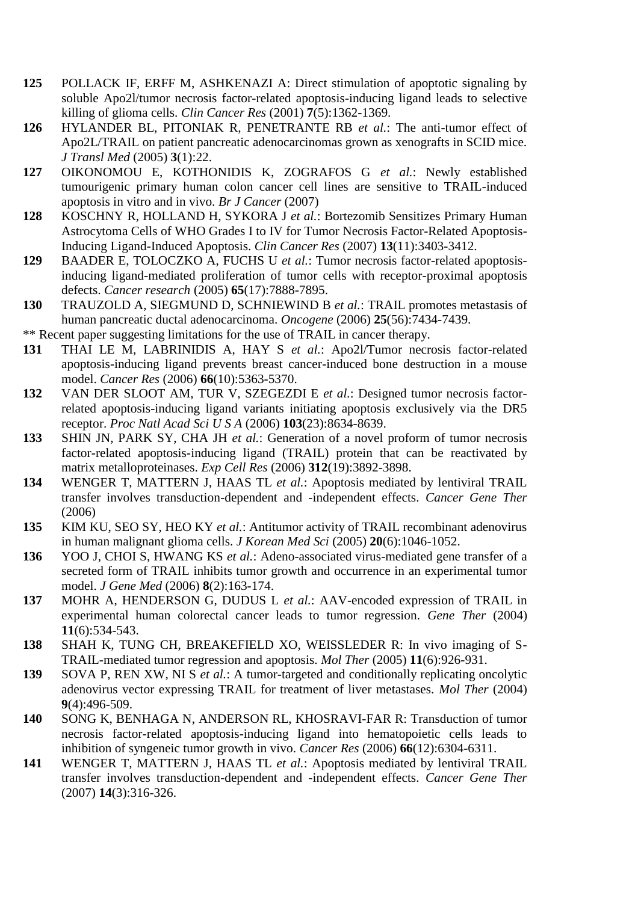**125** POLLACK IF, ERFF M, ASHKENAZI A: Direct stimulation of apoptotic signaling by soluble Apo2l/tumor necrosis factor-related apoptosis-inducing ligand leads to selective killing of glioma cells. *Clin Cancer Res* (2001) **7**(5):1362-1369.

**126** HYLANDER BL, PITONIAK R, PENETRANTE RB *et al.*: The anti-tumor effect of Apo2L/TRAIL on patient pancreatic adenocarcinomas grown as xenografts in SCID mice. *J Transl Med* (2005) **3**(1):22.

**127** OIKONOMOU E, KOTHONIDIS K, ZOGRAFOS G *et al.*: Newly established tumourigenic primary human colon cancer cell lines are sensitive to TRAIL-induced apoptosis in vitro and in vivo. *Br J Cancer* (2007)

**128** KOSCHNY R, HOLLAND H, SYKORA J *et al.*: Bortezomib Sensitizes Primary Human Astrocytoma Cells of WHO Grades I to IV for Tumor Necrosis Factor-Related Apoptosis-Inducing Ligand-Induced Apoptosis. *Clin Cancer Res* (2007) **13**(11):3403-3412.

**129** BAADER E, TOLOCZKO A, FUCHS U *et al.*: Tumor necrosis factor-related apoptosis-inducing ligand-mediated proliferation of tumor cells with receptor-proximal apoptosis defects. *Cancer research* (2005) **65**(17):7888-7895.

**130** TRAUZOLD A, SIEGMUND D, SCHNIEWIND B *et al.*: TRAIL promotes metastasis of human pancreatic ductal adenocarcinoma. *Oncogene* (2006) **25**(56):7434-7439.

** Recent paper suggesting limitations for the use of TRAIL in cancer therapy.

**131** THAI LE M, LABRINIDIS A, HAY S *et al.*: Apo2l/Tumor necrosis factor-related apoptosis-inducing ligand prevents breast cancer-induced bone destruction in a mouse model. *Cancer Res* (2006) **66**(10):5363-5370.

**132** VAN DER SLOOT AM, TUR V, SZEGEZDI E *et al.*: Designed tumor necrosis factor-related apoptosis-inducing ligand variants initiating apoptosis exclusively via the DR5 receptor. *Proc Natl Acad Sci U S A* (2006) **103**(23):8634-8639.

**133** SHIN JN, PARK SY, CHA JH *et al.*: Generation of a novel proform of tumor necrosis factor-related apoptosis-inducing ligand (TRAIL) protein that can be reactivated by matrix metalloproteinases. *Exp Cell Res* (2006) **312**(19):3892-3898.

**134** WENGER T, MATTERN J, HAAS TL *et al.*: Apoptosis mediated by lentiviral TRAIL transfer involves transduction-dependent and -independent effects. *Cancer Gene Ther* (2006)

**135** KIM KU, SEO SY, HEO KY *et al.*: Antitumor activity of TRAIL recombinant adenovirus in human malignant glioma cells. *J Korean Med Sci* (2005) **20**(6):1046-1052.

**136** YOO J, CHOI S, HWANG KS *et al.*: Adeno-associated virus-mediated gene transfer of a secreted form of TRAIL inhibits tumor growth and occurrence in an experimental tumor model. *J Gene Med* (2006) **8**(2):163-174.

**137** MOHR A, HENDERSON G, DUDUS L *et al.*: AAV-encoded expression of TRAIL in experimental human colorectal cancer leads to tumor regression. *Gene Ther* (2004) **11**(6):534-543.

**138** SHAH K, TUNG CH, BREAKEFIELD XO, WEISSLEDER R: In vivo imaging of S-TRAIL-mediated tumor regression and apoptosis. *Mol Ther* (2005) **11**(6):926-931.

**139** SOVA P, REN XW, NI S *et al.*: A tumor-targeted and conditionally replicating oncolytic adenovirus vector expressing TRAIL for treatment of liver metastases. *Mol Ther* (2004) **9**(4):496-509.

**140** SONG K, BENHAGA N, ANDERSON RL, KHOSRAVI-FAR R: Transduction of tumor necrosis factor-related apoptosis-inducing ligand into hematopoietic cells leads to inhibition of syngeneic tumor growth in vivo. *Cancer Res* (2006) **66**(12):6304-6311.

**141** WENGER T, MATTERN J, HAAS TL *et al.*: Apoptosis mediated by lentiviral TRAIL transfer involves transduction-dependent and -independent effects. *Cancer Gene Ther* (2007) **14**(3):316-326.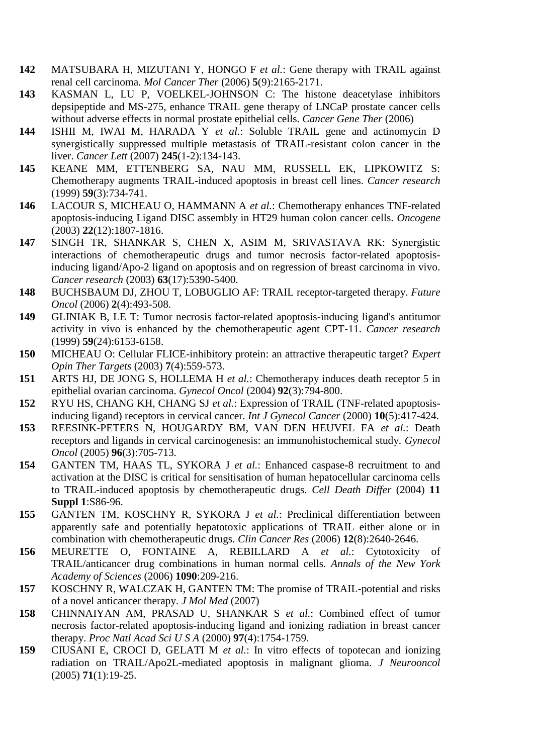**142** MATSUBARA H, MIZUTANI Y, HONGO F *et al.*: Gene therapy with TRAIL against renal cell carcinoma. *Mol Cancer Ther* (2006) **5**(9):2165-2171.

**143** KASMAN L, LU P, VOELKEL-JOHNSON C: The histone deacetylase inhibitors depsipeptide and MS-275, enhance TRAIL gene therapy of LNCaP prostate cancer cells without adverse effects in normal prostate epithelial cells. *Cancer Gene Ther* (2006)

**144** ISHII M, IWAI M, HARADA Y *et al.*: Soluble TRAIL gene and actinomycin D synergistically suppressed multiple metastasis of TRAIL-resistant colon cancer in the liver. *Cancer Lett* (2007) **245**(1-2):134-143.

**145** KEANE MM, ETTENBERG SA, NAU MM, RUSSELL EK, LIPKOWITZ S: Chemotherapy augments TRAIL-induced apoptosis in breast cell lines. *Cancer research* (1999) **59**(3):734-741.

**146** LACOUR S, MICHEAU O, HAMMANN A *et al.*: Chemotherapy enhances TNF-related apoptosis-inducing Ligand DISC assembly in HT29 human colon cancer cells. *Oncogene* (2003) **22**(12):1807-1816.

**147** SINGH TR, SHANKAR S, CHEN X, ASIM M, SRIVASTAVA RK: Synergistic interactions of chemotherapeutic drugs and tumor necrosis factor-related apoptosis-inducing ligand/Apo-2 ligand on apoptosis and on regression of breast carcinoma in vivo. *Cancer research* (2003) **63**(17):5390-5400.

**148** BUCHSBAUM DJ, ZHOU T, LOBUGLIO AF: TRAIL receptor-targeted therapy. *Future Oncol* (2006) **2**(4):493-508.

**149** GLINIAK B, LE T: Tumor necrosis factor-related apoptosis-inducing ligand's antitumor activity in vivo is enhanced by the chemotherapeutic agent CPT-11. *Cancer research* (1999) **59**(24):6153-6158.

**150** MICHEAU O: Cellular FLICE-inhibitory protein: an attractive therapeutic target? *Expert Opin Ther Targets* (2003) **7**(4):559-573.

**151** ARTS HJ, DE JONG S, HOLLEMA H *et al.*: Chemotherapy induces death receptor 5 in epithelial ovarian carcinoma. *Gynecol Oncol* (2004) **92**(3):794-800.

**152** RYU HS, CHANG KH, CHANG SJ *et al.*: Expression of TRAIL (TNF-related apoptosis-inducing ligand) receptors in cervical cancer. *Int J Gynecol Cancer* (2000) **10**(5):417-424.

**153** REESINK-PETERS N, HOUGARDY BM, VAN DEN HEUVEL FA *et al.*: Death receptors and ligands in cervical carcinogenesis: an immunohistochemical study. *Gynecol Oncol* (2005) **96**(3):705-713.

**154** GANTEN TM, HAAS TL, SYKORA J *et al.*: Enhanced caspase-8 recruitment to and activation at the DISC is critical for sensitisation of human hepatocellular carcinoma cells to TRAIL-induced apoptosis by chemotherapeutic drugs. *Cell Death Differ* (2004) **11 Suppl 1**:S86-96.

**155** GANTEN TM, KOSCHNY R, SYKORA J *et al.*: Preclinical differentiation between apparently safe and potentially hepatotoxic applications of TRAIL either alone or in combination with chemotherapeutic drugs. *Clin Cancer Res* (2006) **12**(8):2640-2646.

**156** MEURETTE O, FONTAINE A, REBILLARD A *et al.*: Cytotoxicity of TRAIL/anticancer drug combinations in human normal cells. *Annals of the New York Academy of Sciences* (2006) **1090**:209-216.

**157** KOSCHNY R, WALCZAK H, GANTEN TM: The promise of TRAIL-potential and risks of a novel anticancer therapy. *J Mol Med* (2007)

**158** CHINNAIYAN AM, PRASAD U, SHANKAR S *et al.*: Combined effect of tumor necrosis factor-related apoptosis-inducing ligand and ionizing radiation in breast cancer therapy. *Proc Natl Acad Sci U S A* (2000) **97**(4):1754-1759.

**159** CIUSANI E, CROCI D, GELATI M *et al.*: In vitro effects of topotecan and ionizing radiation on TRAIL/Apo2L-mediated apoptosis in malignant glioma. *J Neurooncol* (2005) **71**(1):19-25.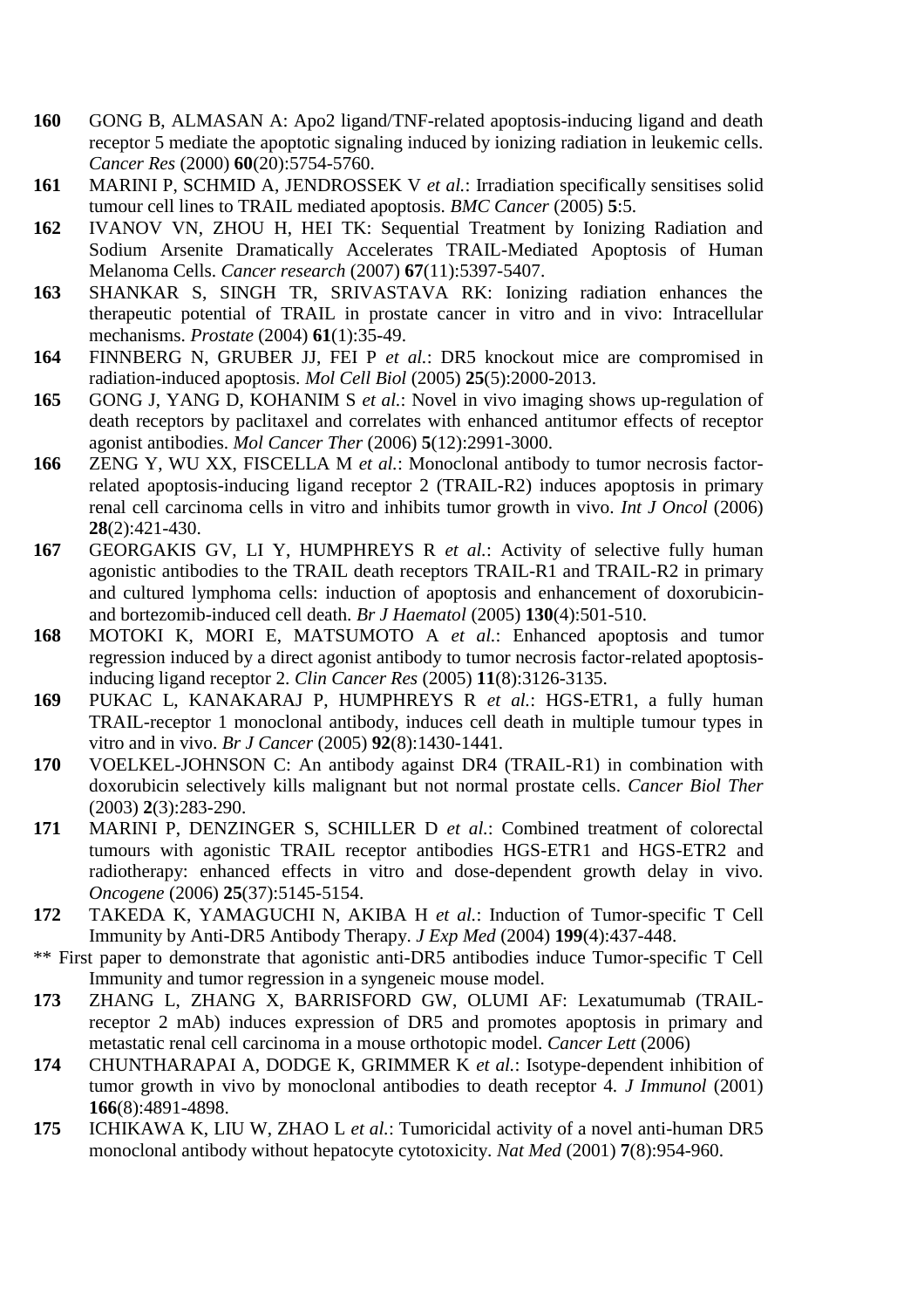**160** GONG B, ALMASAN A: Apo2 ligand/TNF-related apoptosis-inducing ligand and death receptor 5 mediate the apoptotic signaling induced by ionizing radiation in leukemic cells. *Cancer Res* (2000) **60**(20):5754-5760.

**161** MARINI P, SCHMID A, JENDROSSEK V *et al.*: Irradiation specifically sensitises solid tumour cell lines to TRAIL mediated apoptosis. *BMC Cancer* (2005) **5**:5.

**162** IVANOV VN, ZHOU H, HEI TK: Sequential Treatment by Ionizing Radiation and Sodium Arsenite Dramatically Accelerates TRAIL-Mediated Apoptosis of Human Melanoma Cells. *Cancer research* (2007) **67**(11):5397-5407.

**163** SHANKAR S, SINGH TR, SRIVASTAVA RK: Ionizing radiation enhances the therapeutic potential of TRAIL in prostate cancer in vitro and in vivo: Intracellular mechanisms. *Prostate* (2004) **61**(1):35-49.

**164** FINNBERG N, GRUBER JJ, FEI P *et al.*: DR5 knockout mice are compromised in radiation-induced apoptosis. *Mol Cell Biol* (2005) **25**(5):2000-2013.

**165** GONG J, YANG D, KOHANIM S *et al.*: Novel in vivo imaging shows up-regulation of death receptors by paclitaxel and correlates with enhanced antitumor effects of receptor agonist antibodies. *Mol Cancer Ther* (2006) **5**(12):2991-3000.

**166** ZENG Y, WU XX, FISCELLA M *et al.*: Monoclonal antibody to tumor necrosis factor-related apoptosis-inducing ligand receptor 2 (TRAIL-R2) induces apoptosis in primary renal cell carcinoma cells in vitro and inhibits tumor growth in vivo. *Int J Oncol* (2006) **28**(2):421-430.

**167** GEORGAKIS GV, LI Y, HUMPHREYS R *et al.*: Activity of selective fully human agonistic antibodies to the TRAIL death receptors TRAIL-R1 and TRAIL-R2 in primary and cultured lymphoma cells: induction of apoptosis and enhancement of doxorubicin- and bortezomib-induced cell death. *Br J Haematol* (2005) **130**(4):501-510.

**168** MOTOKI K, MORI E, MATSUMOTO A *et al.*: Enhanced apoptosis and tumor regression induced by a direct agonist antibody to tumor necrosis factor-related apoptosis-inducing ligand receptor 2. *Clin Cancer Res* (2005) **11**(8):3126-3135.

**169** PUKAC L, KANAKARAJ P, HUMPHREYS R *et al.*: HGS-ETR1, a fully human TRAIL-receptor 1 monoclonal antibody, induces cell death in multiple tumour types in vitro and in vivo. *Br J Cancer* (2005) **92**(8):1430-1441.

**170** VOELKEL-JOHNSON C: An antibody against DR4 (TRAIL-R1) in combination with doxorubicin selectively kills malignant but not normal prostate cells. *Cancer Biol Ther* (2003) **2**(3):283-290.

**171** MARINI P, DENZINGER S, SCHILLER D *et al.*: Combined treatment of colorectal tumours with agonistic TRAIL receptor antibodies HGS-ETR1 and HGS-ETR2 and radiotherapy: enhanced effects in vitro and dose-dependent growth delay in vivo. *Oncogene* (2006) **25**(37):5145-5154.

**172** TAKEDA K, YAMAGUCHI N, AKIBA H *et al.*: Induction of Tumor-specific T Cell Immunity by Anti-DR5 Antibody Therapy. *J Exp Med* (2004) **199**(4):437-448.

** First paper to demonstrate that agonistic anti-DR5 antibodies induce Tumor-specific T Cell Immunity and tumor regression in a syngeneic mouse model.

**173** ZHANG L, ZHANG X, BARRISFORD GW, OLUMI AF: Lexatumumab (TRAIL-receptor 2 mAb) induces expression of DR5 and promotes apoptosis in primary and metastatic renal cell carcinoma in a mouse orthotopic model. *Cancer Lett* (2006)

**174** CHUNTHARAPAI A, DODGE K, GRIMMER K *et al.*: Isotype-dependent inhibition of tumor growth in vivo by monoclonal antibodies to death receptor 4. *J Immunol* (2001) **166**(8):4891-4898.

**175** ICHIKAWA K, LIU W, ZHAO L *et al.*: Tumoricidal activity of a novel anti-human DR5 monoclonal antibody without hepatocyte cytotoxicity. *Nat Med* (2001) **7**(8):954-960.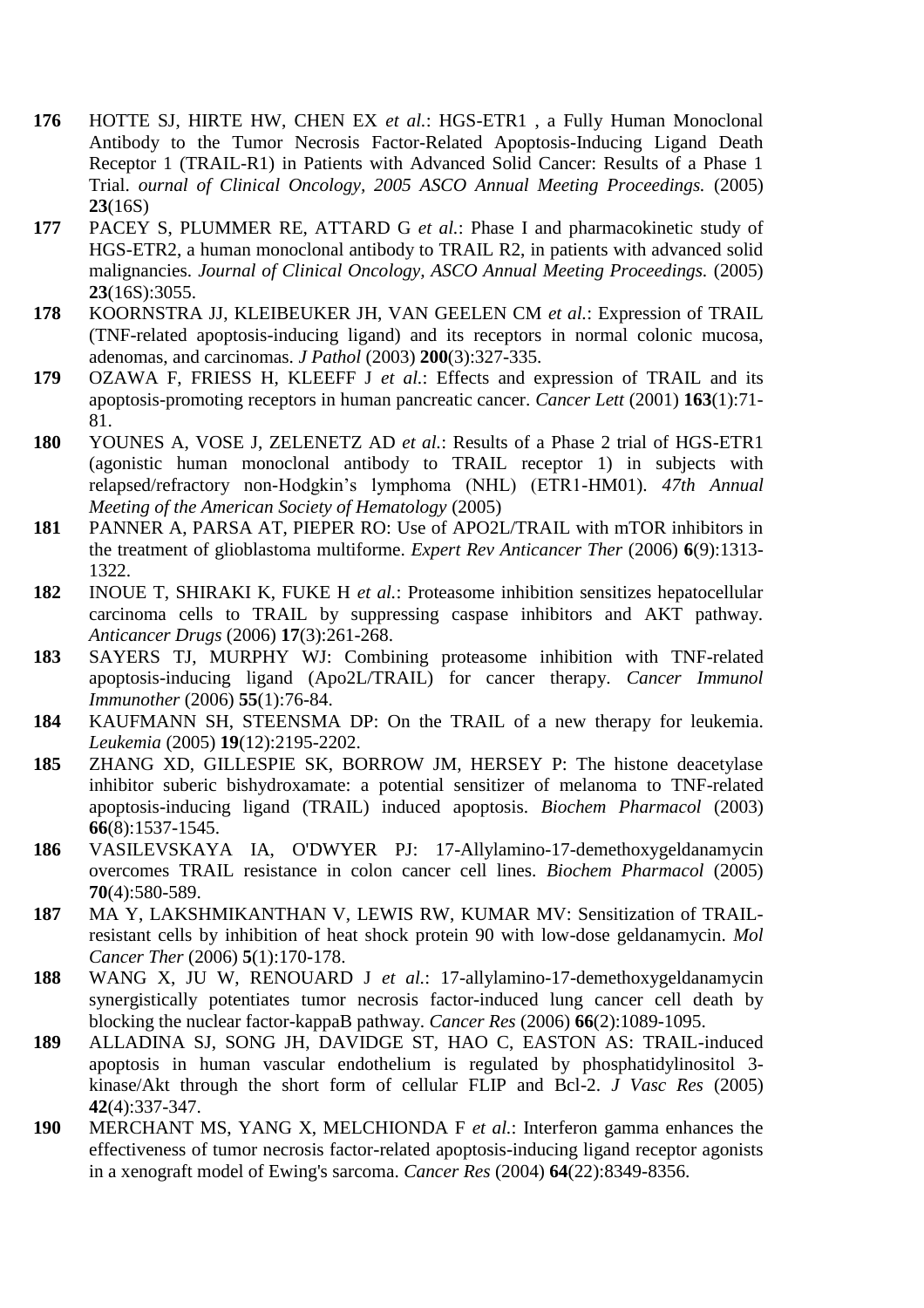**176** HOTTE SJ, HIRTE HW, CHEN EX *et al.*: HGS-ETR1 , a Fully Human Monoclonal Antibody to the Tumor Necrosis Factor-Related Apoptosis-Inducing Ligand Death Receptor 1 (TRAIL-R1) in Patients with Advanced Solid Cancer: Results of a Phase 1 Trial. *ournal of Clinical Oncology, 2005 ASCO Annual Meeting Proceedings.* (2005) **23**(16S)

**177** PACEY S, PLUMMER RE, ATTARD G *et al.*: Phase I and pharmacokinetic study of HGS-ETR2, a human monoclonal antibody to TRAIL R2, in patients with advanced solid malignancies. *Journal of Clinical Oncology, ASCO Annual Meeting Proceedings.* (2005) **23**(16S):3055.

**178** KOORNSTRA JJ, KLEIBEUKER JH, VAN GEELEN CM *et al.*: Expression of TRAIL (TNF-related apoptosis-inducing ligand) and its receptors in normal colonic mucosa, adenomas, and carcinomas. *J Pathol* (2003) **200**(3):327-335.

**179** OZAWA F, FRIESS H, KLEEFF J *et al.*: Effects and expression of TRAIL and its apoptosis-promoting receptors in human pancreatic cancer. *Cancer Lett* (2001) **163**(1):71-81.

**180** YOUNES A, VOSE J, ZELENETZ AD *et al.*: Results of a Phase 2 trial of HGS-ETR1 (agonistic human monoclonal antibody to TRAIL receptor 1) in subjects with relapsed/refractory non-Hodgkin's lymphoma (NHL) (ETR1-HM01). *47th Annual Meeting of the American Society of Hematology* (2005)

**181** PANNER A, PARSA AT, PIEPER RO: Use of APO2L/TRAIL with mTOR inhibitors in the treatment of glioblastoma multiforme. *Expert Rev Anticancer Ther* (2006) **6**(9):1313-1322.

**182** INOUE T, SHIRAKI K, FUKE H *et al.*: Proteasome inhibition sensitizes hepatocellular carcinoma cells to TRAIL by suppressing caspase inhibitors and AKT pathway. *Anticancer Drugs* (2006) **17**(3):261-268.

**183** SAYERS TJ, MURPHY WJ: Combining proteasome inhibition with TNF-related apoptosis-inducing ligand (Apo2L/TRAIL) for cancer therapy. *Cancer Immunol Immunother* (2006) **55**(1):76-84.

**184** KAUFMANN SH, STEENSMA DP: On the TRAIL of a new therapy for leukemia. *Leukemia* (2005) **19**(12):2195-2202.

**185** ZHANG XD, GILLESPIE SK, BORROW JM, HERSEY P: The histone deacetylase inhibitor suberic bishydroxamate: a potential sensitizer of melanoma to TNF-related apoptosis-inducing ligand (TRAIL) induced apoptosis. *Biochem Pharmacol* (2003) **66**(8):1537-1545.

**186** VASILEVSKAYA IA, O'DWYER PJ: 17-Allylamino-17-demethoxygeldanamycin overcomes TRAIL resistance in colon cancer cell lines. *Biochem Pharmacol* (2005) **70**(4):580-589.

**187** MA Y, LAKSHMIKANTHAN V, LEWIS RW, KUMAR MV: Sensitization of TRAIL-resistant cells by inhibition of heat shock protein 90 with low-dose geldanamycin. *Mol Cancer Ther* (2006) **5**(1):170-178.

**188** WANG X, JU W, RENOUARD J *et al.*: 17-allylamino-17-demethoxygeldanamycin synergistically potentiates tumor necrosis factor-induced lung cancer cell death by blocking the nuclear factor-kappaB pathway. *Cancer Res* (2006) **66**(2):1089-1095.

**189** ALLADINA SJ, SONG JH, DAVIDGE ST, HAO C, EASTON AS: TRAIL-induced apoptosis in human vascular endothelium is regulated by phosphatidylinositol 3-kinase/Akt through the short form of cellular FLIP and Bcl-2. *J Vasc Res* (2005) **42**(4):337-347.

**190** MERCHANT MS, YANG X, MELCHIONDA F *et al.*: Interferon gamma enhances the effectiveness of tumor necrosis factor-related apoptosis-inducing ligand receptor agonists in a xenograft model of Ewing's sarcoma. *Cancer Res* (2004) **64**(22):8349-8356.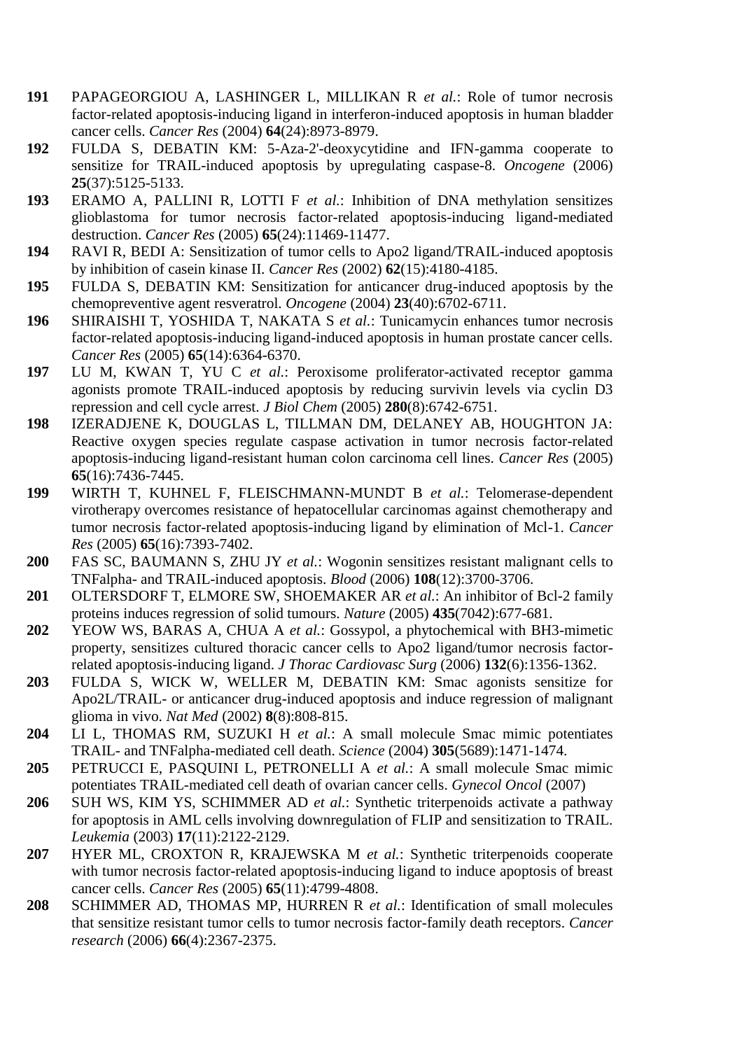**191** PAPAGEORGIOU A, LASHINGER L, MILLIKAN R *et al.*: Role of tumor necrosis factor-related apoptosis-inducing ligand in interferon-induced apoptosis in human bladder cancer cells. *Cancer Res* (2004) **64**(24):8973-8979.

**192** FULDA S, DEBATIN KM: 5-Aza-2'-deoxycytidine and IFN-gamma cooperate to sensitize for TRAIL-induced apoptosis by upregulating caspase-8. *Oncogene* (2006) **25**(37):5125-5133.

**193** ERAMO A, PALLINI R, LOTTI F *et al.*: Inhibition of DNA methylation sensitizes glioblastoma for tumor necrosis factor-related apoptosis-inducing ligand-mediated destruction. *Cancer Res* (2005) **65**(24):11469-11477.

**194** RAVI R, BEDI A: Sensitization of tumor cells to Apo2 ligand/TRAIL-induced apoptosis by inhibition of casein kinase II. *Cancer Res* (2002) **62**(15):4180-4185.

**195** FULDA S, DEBATIN KM: Sensitization for anticancer drug-induced apoptosis by the chemopreventive agent resveratrol. *Oncogene* (2004) **23**(40):6702-6711.

**196** SHIRAISHI T, YOSHIDA T, NAKATA S *et al.*: Tunicamycin enhances tumor necrosis factor-related apoptosis-inducing ligand-induced apoptosis in human prostate cancer cells. *Cancer Res* (2005) **65**(14):6364-6370.

**197** LU M, KWAN T, YU C *et al.*: Peroxisome proliferator-activated receptor gamma agonists promote TRAIL-induced apoptosis by reducing survivin levels via cyclin D3 repression and cell cycle arrest. *J Biol Chem* (2005) **280**(8):6742-6751.

**198** IZERADJENE K, DOUGLAS L, TILLMAN DM, DELANEY AB, HOUGHTON JA: Reactive oxygen species regulate caspase activation in tumor necrosis factor-related apoptosis-inducing ligand-resistant human colon carcinoma cell lines. *Cancer Res* (2005) **65**(16):7436-7445.

**199** WIRTH T, KUHNEL F, FLEISCHMANN-MUNDT B *et al.*: Telomerase-dependent virotherapy overcomes resistance of hepatocellular carcinomas against chemotherapy and tumor necrosis factor-related apoptosis-inducing ligand by elimination of Mcl-1. *Cancer Res* (2005) **65**(16):7393-7402.

**200** FAS SC, BAUMANN S, ZHU JY *et al.*: Wogonin sensitizes resistant malignant cells to TNFalpha- and TRAIL-induced apoptosis. *Blood* (2006) **108**(12):3700-3706.

**201** OLTERSDORF T, ELMORE SW, SHOEMAKER AR *et al.*: An inhibitor of Bcl-2 family proteins induces regression of solid tumours. *Nature* (2005) **435**(7042):677-681.

**202** YEOW WS, BARAS A, CHUA A *et al.*: Gossypol, a phytochemical with BH3-mimetic property, sensitizes cultured thoracic cancer cells to Apo2 ligand/tumor necrosis factor-related apoptosis-inducing ligand. *J Thorac Cardiovasc Surg* (2006) **132**(6):1356-1362.

**203** FULDA S, WICK W, WELLER M, DEBATIN KM: Smac agonists sensitize for Apo2L/TRAIL- or anticancer drug-induced apoptosis and induce regression of malignant glioma in vivo. *Nat Med* (2002) **8**(8):808-815.

**204** LI L, THOMAS RM, SUZUKI H *et al.*: A small molecule Smac mimic potentiates TRAIL- and TNFalpha-mediated cell death. *Science* (2004) **305**(5689):1471-1474.

**205** PETRUCCI E, PASQUINI L, PETRONELLI A *et al.*: A small molecule Smac mimic potentiates TRAIL-mediated cell death of ovarian cancer cells. *Gynecol Oncol* (2007)

**206** SUH WS, KIM YS, SCHIMMER AD *et al.*: Synthetic triterpenoids activate a pathway for apoptosis in AML cells involving downregulation of FLIP and sensitization to TRAIL. *Leukemia* (2003) **17**(11):2122-2129.

**207** HYER ML, CROXTON R, KRAJEWSKA M *et al.*: Synthetic triterpenoids cooperate with tumor necrosis factor-related apoptosis-inducing ligand to induce apoptosis of breast cancer cells. *Cancer Res* (2005) **65**(11):4799-4808.

**208** SCHIMMER AD, THOMAS MP, HURREN R *et al.*: Identification of small molecules that sensitize resistant tumor cells to tumor necrosis factor-family death receptors. *Cancer research* (2006) **66**(4):2367-2375.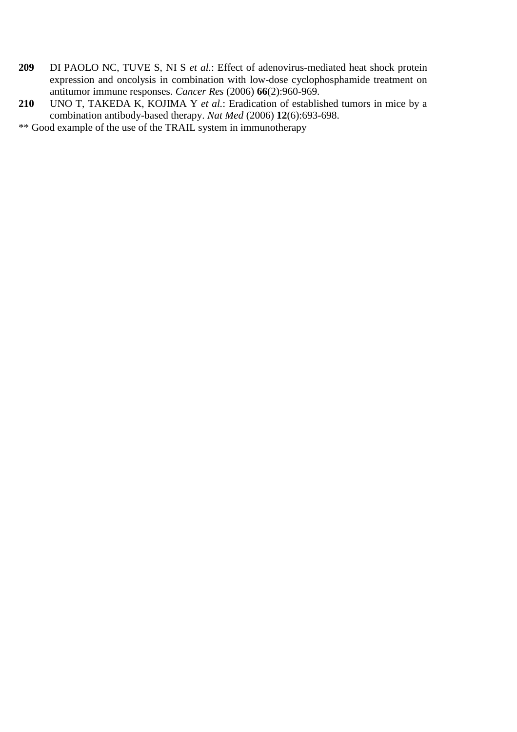**209** DI PAOLO NC, TUVE S, NI S *et al.*: Effect of adenovirus-mediated heat shock protein expression and oncolysis in combination with low-dose cyclophosphamide treatment on antitumor immune responses. *Cancer Res* (2006) **66**(2):960-969.

**210** UNO T, TAKEDA K, KOJIMA Y *et al.*: Eradication of established tumors in mice by a combination antibody-based therapy. *Nat Med* (2006) **12**(6):693-698.

** Good example of the use of the TRAIL system in immunotherapy